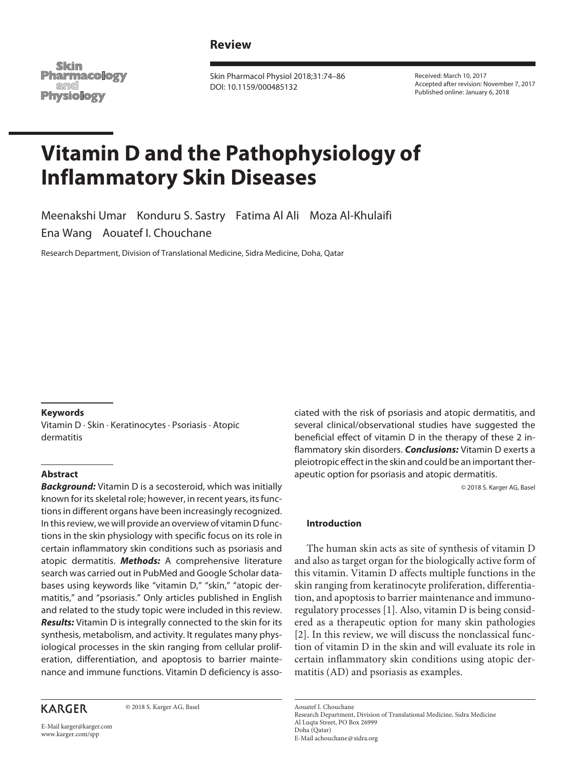Review

Received: March 10, 2017
Accepted after revision: November 7, 2017
Published online: January 6, 2018

Skin Pharmacol Physiol 2018;31:74–86
DOI: 10.1159/000485132

# Vitamin D and the Pathophysiology of Inflammatory Skin Diseases

Meenakshi Umar Konduru S. Sastry Fatima Al Ali Moza Al-Khulaifi Ena Wang Aouatef I. Chouchane

Research Department, Division of Translational Medicine, Sidra Medicine, Doha, Qatar

### Keywords

Vitamin D · Skin · Keratinocytes · Psoriasis · Atopic dermatitis

### Abstract

***Background:*** Vitamin D is a secosteroid, which was initially known for its skeletal role; however, in recent years, its functions in different organs have been increasingly recognized. In this review, we will provide an overview of vitamin D functions in the skin physiology with specific focus on its role in certain inflammatory skin conditions such as psoriasis and atopic dermatitis. ***Methods:*** A comprehensive literature search was carried out in PubMed and Google Scholar databases using keywords like "vitamin D," "skin," "atopic dermatitis," and "psoriasis." Only articles published in English and related to the study topic were included in this review. ***Results:*** Vitamin D is integrally connected to the skin for its synthesis, metabolism, and activity. It regulates many physiological processes in the skin ranging from cellular proliferation, differentiation, and apoptosis to barrier maintenance and immune functions. Vitamin D deficiency is associated with the risk of psoriasis and atopic dermatitis, and several clinical/observational studies have suggested the beneficial effect of vitamin D in the therapy of these 2 inflammatory skin disorders. ***Conclusions:*** Vitamin D exerts a pleiotropic effect in the skin and could be an important therapeutic option for psoriasis and atopic dermatitis.

© 2018 S. Karger AG, Basel

### Introduction

The human skin acts as site of synthesis of vitamin D and also as target organ for the biologically active form of this vitamin. Vitamin D affects multiple functions in the skin ranging from keratinocyte proliferation, differentiation, and apoptosis to barrier maintenance and immunoregulatory processes [1]. Also, vitamin D is being considered as a therapeutic option for many skin pathologies [2]. In this review, we will discuss the nonclassical function of vitamin D in the skin and will evaluate its role in certain inflammatory skin conditions using atopic dermatitis (AD) and psoriasis as examples.

KARGER © 2018 S. Karger AG, Basel

E-Mail karger@karger.com
www.karger.com/spp

Aouatef I. Chouchane
Research Department, Division of Translational Medicine, Sidra Medicine
Al Luqta Street, PO Box 26999
Doha (Qatar)
E-Mail achouchane@sidra.org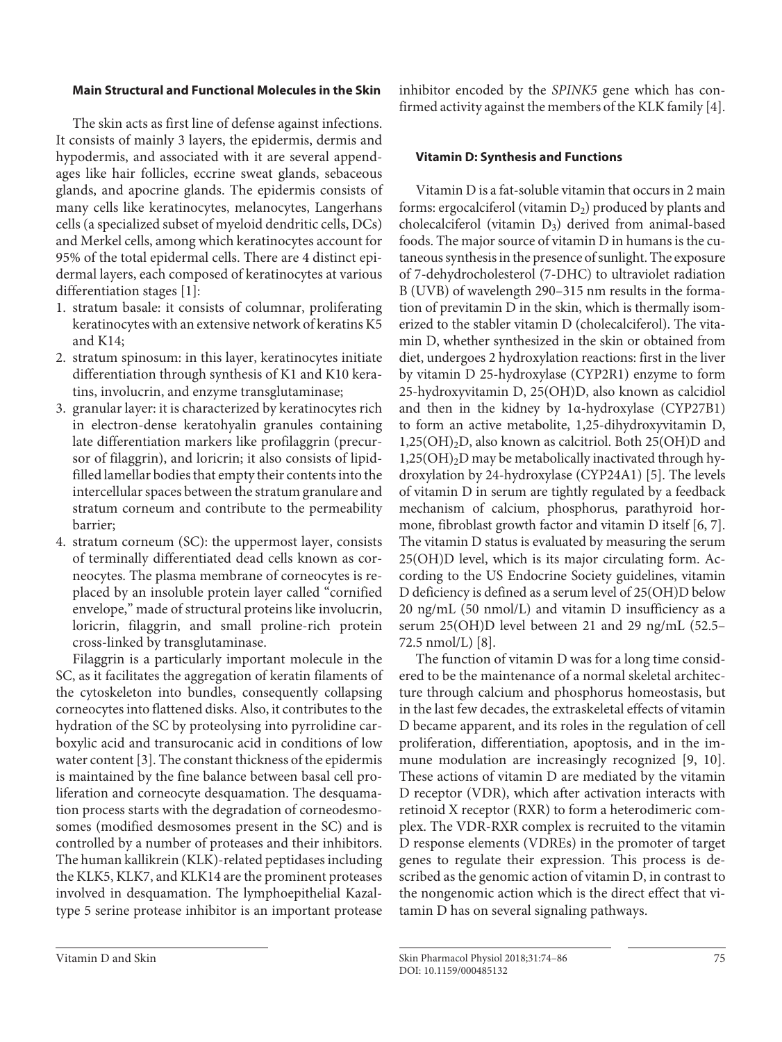### Main Structural and Functional Molecules in the Skin

The skin acts as first line of defense against infections. It consists of mainly 3 layers, the epidermis, dermis and hypodermis, and associated with it are several appendages like hair follicles, eccrine sweat glands, sebaceous glands, and apocrine glands. The epidermis consists of many cells like keratinocytes, melanocytes, Langerhans cells (a specialized subset of myeloid dendritic cells, DCs) and Merkel cells, among which keratinocytes account for 95% of the total epidermal cells. There are 4 distinct epidermal layers, each composed of keratinocytes at various differentiation stages [1]:

1. stratum basale: it consists of columnar, proliferating keratinocytes with an extensive network of keratins K5 and K14;
2. stratum spinosum: in this layer, keratinocytes initiate differentiation through synthesis of K1 and K10 keratins, involucrin, and enzyme transglutaminase;
3. granular layer: it is characterized by keratinocytes rich in electron-dense keratohyalin granules containing late differentiation markers like profilaggrin (precursor of filaggrin), and loricrin; it also consists of lipid-filled lamellar bodies that empty their contents into the intercellular spaces between the stratum granulare and stratum corneum and contribute to the permeability barrier;
4. stratum corneum (SC): the uppermost layer, consists of terminally differentiated dead cells known as corneocytes. The plasma membrane of corneocytes is replaced by an insoluble protein layer called "cornified envelope," made of structural proteins like involucrin, loricrin, filaggrin, and small proline-rich protein cross-linked by transglutaminase.

Filaggrin is a particularly important molecule in the SC, as it facilitates the aggregation of keratin filaments of the cytoskeleton into bundles, consequently collapsing corneocytes into flattened disks. Also, it contributes to the hydration of the SC by proteolysing into pyrrolidine carboxylic acid and transurocanic acid in conditions of low water content [3]. The constant thickness of the epidermis is maintained by the fine balance between basal cell proliferation and corneocyte desquamation. The desquamation process starts with the degradation of corneodesmosomes (modified desmosomes present in the SC) and is controlled by a number of proteases and their inhibitors. The human kallikrein (KLK)-related peptidases including the KLK5, KLK7, and KLK14 are the prominent proteases involved in desquamation. The lymphoepithelial Kazal-type 5 serine protease inhibitor is an important protease inhibitor encoded by the *SPINK5* gene which has confirmed activity against the members of the KLK family [4].

### Vitamin D: Synthesis and Functions

Vitamin D is a fat-soluble vitamin that occurs in 2 main forms: ergocalciferol (vitamin $D_2$) produced by plants and cholecalciferol (vitamin $D_3$) derived from animal-based foods. The major source of vitamin D in humans is the cutaneous synthesis in the presence of sunlight. The exposure of 7-dehydrocholesterol (7-DHC) to ultraviolet radiation B (UVB) of wavelength 290–315 nm results in the formation of previtamin D in the skin, which is thermally isomerized to the stabler vitamin D (cholecalciferol). The vitamin D, whether synthesized in the skin or obtained from diet, undergoes 2 hydroxylation reactions: first in the liver by vitamin D 25-hydroxylase (CYP2R1) enzyme to form 25-hydroxyvitamin D, 25(OH)D, also known as calcidiol and then in the kidney by 1α-hydroxylase (CYP27B1) to form an active metabolite, 1,25-dihydroxyvitamin D, $1,25(OH)_2D$, also known as calcitriol. Both 25(OH)D and $1,25(OH)_2D$ may be metabolically inactivated through hydroxylation by 24-hydroxylase (CYP24A1) [5]. The levels of vitamin D in serum are tightly regulated by a feedback mechanism of calcium, phosphorus, parathyroid hormone, fibroblast growth factor and vitamin D itself [6, 7]. The vitamin D status is evaluated by measuring the serum 25(OH)D level, which is its major circulating form. According to the US Endocrine Society guidelines, vitamin D deficiency is defined as a serum level of 25(OH)D below 20 ng/mL (50 nmol/L) and vitamin D insufficiency as a serum 25(OH)D level between 21 and 29 ng/mL (52.5–72.5 nmol/L) [8].

The function of vitamin D was for a long time considered to be the maintenance of a normal skeletal architecture through calcium and phosphorus homeostasis, but in the last few decades, the extraskeletal effects of vitamin D became apparent, and its roles in the regulation of cell proliferation, differentiation, apoptosis, and in the immune modulation are increasingly recognized [9, 10]. These actions of vitamin D are mediated by the vitamin D receptor (VDR), which after activation interacts with retinoid X receptor (RXR) to form a heterodimeric complex. The VDR-RXR complex is recruited to the vitamin D response elements (VDREs) in the promoter of target genes to regulate their expression. This process is described as the genomic action of vitamin D, in contrast to the nongenomic action which is the direct effect that vitamin D has on several signaling pathways.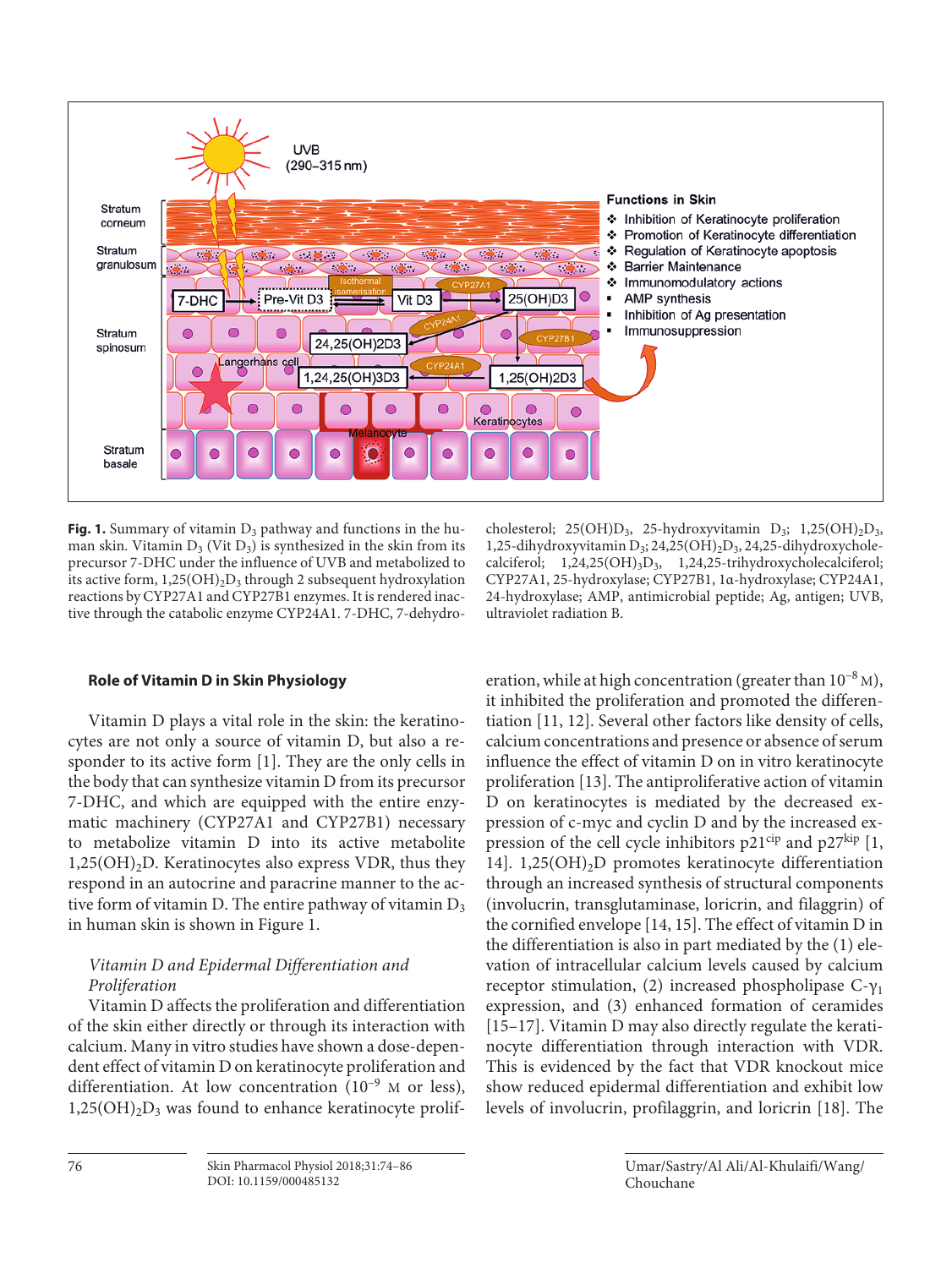**Fig. 1.** Summary of vitamin $D_3$ pathway and functions in the human skin. Vitamin $D_3$ (Vit $D_3$) is synthesized in the skin from its precursor 7-DHC under the influence of UVB and metabolized to its active form, $1,25(OH)_2D_3$ through 2 subsequent hydroxylation reactions by CYP27A1 and CYP27B1 enzymes. It is rendered inactive through the catabolic enzyme CYP24A1. 7-DHC, 7-dehydrocholesterol; $25(OH)D_3$, 25-hydroxyvitamin $D_3$; $1,25(OH)_2D_3$, 1,25-dihydroxyvitamin $D_3$; $24,25(OH)_2D_3$, 24,25-dihydroxycholecalciferol; $1,24,25(OH)_3D_3$, 1,24,25-trihydroxycholecalciferol; CYP27A1, 25-hydroxylase; CYP27B1, 1α-hydroxylase; CYP24A1, 24-hydroxylase; AMP, antimicrobial peptide; Ag, antigen; UVB, ultraviolet radiation B.

## Role of Vitamin D in Skin Physiology

Vitamin D plays a vital role in the skin: the keratinocytes are not only a source of vitamin D, but also a responder to its active form [1]. They are the only cells in the body that can synthesize vitamin D from its precursor 7-DHC, and which are equipped with the entire enzymatic machinery (CYP27A1 and CYP27B1) necessary to metabolize vitamin D into its active metabolite $1,25(OH)_2D$. Keratinocytes also express VDR, thus they respond in an autocrine and paracrine manner to the active form of vitamin D. The entire pathway of vitamin $D_3$ in human skin is shown in Figure 1.

### *Vitamin D and Epidermal Differentiation and Proliferation*

Vitamin D affects the proliferation and differentiation of the skin either directly or through its interaction with calcium. Many in vitro studies have shown a dose-dependent effect of vitamin D on keratinocyte proliferation and differentiation. At low concentration ($10^{-9}$ M or less), $1,25(OH)_2D_3$ was found to enhance keratinocyte proliferation, while at high concentration (greater than $10^{-8}$ M), it inhibited the proliferation and promoted the differentiation [11, 12]. Several other factors like density of cells, calcium concentrations and presence or absence of serum influence the effect of vitamin D on in vitro keratinocyte proliferation [13]. The antiproliferative action of vitamin D on keratinocytes is mediated by the decreased expression of c-myc and cyclin D and by the increased expression of the cell cycle inhibitors $p21^{cip}$ and $p27^{kip}$ [1, 14]. $1,25(OH)_2D$ promotes keratinocyte differentiation through an increased synthesis of structural components (involucrin, transglutaminase, loricrin, and filaggrin) of the cornified envelope [14, 15]. The effect of vitamin D in the differentiation is also in part mediated by the (1) elevation of intracellular calcium levels caused by calcium receptor stimulation, (2) increased phospholipase C-$\gamma_1$ expression, and (3) enhanced formation of ceramides [15–17]. Vitamin D may also directly regulate the keratinocyte differentiation through interaction with VDR. This is evidenced by the fact that VDR knockout mice show reduced epidermal differentiation and exhibit low levels of involucrin, profilaggrin, and loricrin [18]. The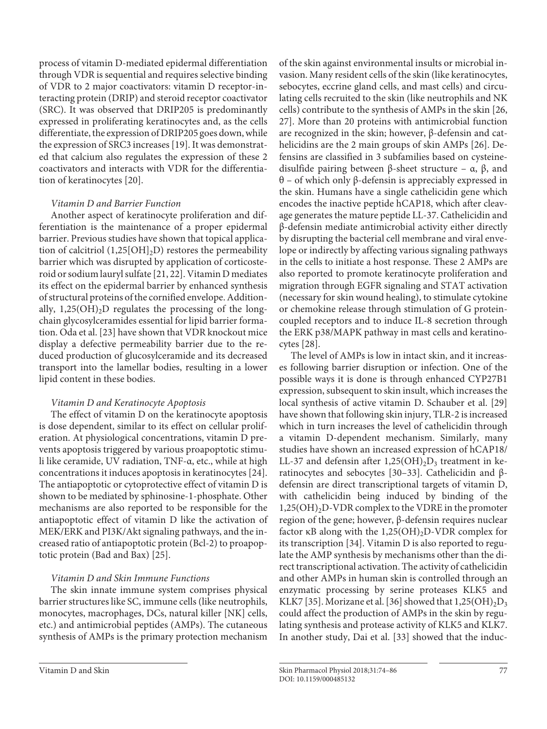process of vitamin D-mediated epidermal differentiation through VDR is sequential and requires selective binding of VDR to 2 major coactivators: vitamin D receptor-interacting protein (DRIP) and steroid receptor coactivator (SRC). It was observed that DRIP205 is predominantly expressed in proliferating keratinocytes and, as the cells differentiate, the expression of DRIP205 goes down, while the expression of SRC3 increases [19]. It was demonstrated that calcium also regulates the expression of these 2 coactivators and interacts with VDR for the differentiation of keratinocytes [20].

*Vitamin D and Barrier Function*

Another aspect of keratinocyte proliferation and differentiation is the maintenance of a proper epidermal barrier. Previous studies have shown that topical application of calcitriol ($1,25[OH]_2D$) restores the permeability barrier which was disrupted by application of corticosteroid or sodium lauryl sulfate [21, 22]. Vitamin D mediates its effect on the epidermal barrier by enhanced synthesis of structural proteins of the cornified envelope. Additionally, $1,25(OH)_2D$ regulates the processing of the long-chain glycosylceramides essential for lipid barrier formation. Oda et al. [23] have shown that VDR knockout mice display a defective permeability barrier due to the reduced production of glucosylceramide and its decreased transport into the lamellar bodies, resulting in a lower lipid content in these bodies.

*Vitamin D and Keratinocyte Apoptosis*

The effect of vitamin D on the keratinocyte apoptosis is dose dependent, similar to its effect on cellular proliferation. At physiological concentrations, vitamin D prevents apoptosis triggered by various proapoptotic stimuli like ceramide, UV radiation, TNF-α, etc., while at high concentrations it induces apoptosis in keratinocytes [24]. The antiapoptotic or cytoprotective effect of vitamin D is shown to be mediated by sphinosine-1-phosphate. Other mechanisms are also reported to be responsible for the antiapoptotic effect of vitamin D like the activation of MEK/ERK and PI3K/Akt signaling pathways, and the increased ratio of antiapoptotic protein (Bcl-2) to proapoptotic protein (Bad and Bax) [25].

*Vitamin D and Skin Immune Functions*

The skin innate immune system comprises physical barrier structures like SC, immune cells (like neutrophils, monocytes, macrophages, DCs, natural killer [NK] cells, etc.) and antimicrobial peptides (AMPs). The cutaneous synthesis of AMPs is the primary protection mechanism of the skin against environmental insults or microbial invasion. Many resident cells of the skin (like keratinocytes, sebocytes, eccrine gland cells, and mast cells) and circulating cells recruited to the skin (like neutrophils and NK cells) contribute to the synthesis of AMPs in the skin [26, 27]. More than 20 proteins with antimicrobial function are recognized in the skin; however, β-defensin and cathelicidins are the 2 main groups of skin AMPs [26]. Defensins are classified in 3 subfamilies based on cysteine-disulfide pairing between β-sheet structure – α, β, and θ – of which only β-defensin is appreciably expressed in the skin. Humans have a single cathelicidin gene which encodes the inactive peptide hCAP18, which after cleavage generates the mature peptide LL-37. Cathelicidin and β-defensin mediate antimicrobial activity either directly by disrupting the bacterial cell membrane and viral envelope or indirectly by affecting various signaling pathways in the cells to initiate a host response. These 2 AMPs are also reported to promote keratinocyte proliferation and migration through EGFR signaling and STAT activation (necessary for skin wound healing), to stimulate cytokine or chemokine release through stimulation of G protein-coupled receptors and to induce IL-8 secretion through the ERK p38/MAPK pathway in mast cells and keratinocytes [28].

The level of AMPs is low in intact skin, and it increases following barrier disruption or infection. One of the possible ways it is done is through enhanced CYP27B1 expression, subsequent to skin insult, which increases the local synthesis of active vitamin D. Schauber et al. [29] have shown that following skin injury, TLR-2 is increased which in turn increases the level of cathelicidin through a vitamin D-dependent mechanism. Similarly, many studies have shown an increased expression of hCAP18/LL-37 and defensin after $1,25(OH)_2D_3$ treatment in keratinocytes and sebocytes [30–33]. Cathelicidin and β-defensin are direct transcriptional targets of vitamin D, with cathelicidin being induced by binding of the $1,25(OH)_2D$-VDR complex to the VDRE in the promoter region of the gene; however, β-defensin requires nuclear factor κB along with the $1,25(OH)_2D$-VDR complex for its transcription [34]. Vitamin D is also reported to regulate the AMP synthesis by mechanisms other than the direct transcriptional activation. The activity of cathelicidin and other AMPs in human skin is controlled through an enzymatic processing by serine proteases KLK5 and KLK7 [35]. Morizane et al. [36] showed that $1,25(OH)_2D_3$ could affect the production of AMPs in the skin by regulating synthesis and protease activity of KLK5 and KLK7. In another study, Dai et al. [33] showed that the induc-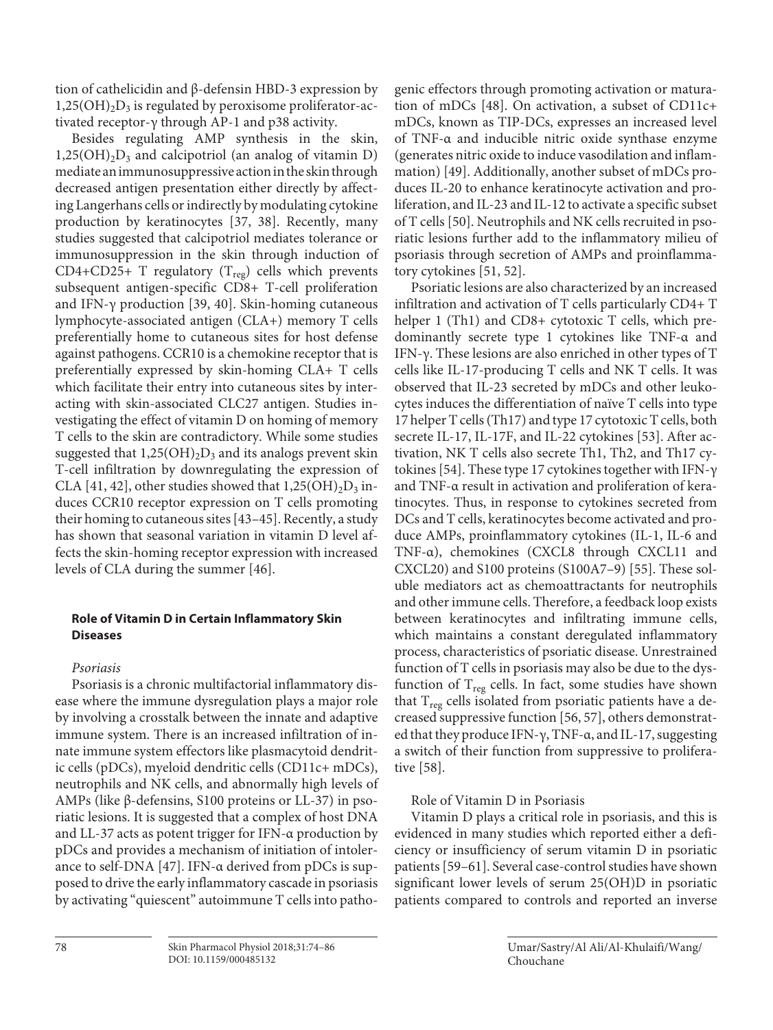tion of cathelicidin and β-defensin HBD-3 expression by $1,25(OH)_2D_3$ is regulated by peroxisome proliferator-activated receptor-γ through AP-1 and p38 activity.

Besides regulating AMP synthesis in the skin, $1,25(OH)_2D_3$ and calcipotriol (an analog of vitamin D) mediate an immunosuppressive action in the skin through decreased antigen presentation either directly by affecting Langerhans cells or indirectly by modulating cytokine production by keratinocytes [37, 38]. Recently, many studies suggested that calcipotriol mediates tolerance or immunosuppression in the skin through induction of CD4+CD25+ T regulatory ($T_{reg}$) cells which prevents subsequent antigen-specific CD8+ T-cell proliferation and IFN-γ production [39, 40]. Skin-homing cutaneous lymphocyte-associated antigen (CLA+) memory T cells preferentially home to cutaneous sites for host defense against pathogens. CCR10 is a chemokine receptor that is preferentially expressed by skin-homing CLA+ T cells which facilitate their entry into cutaneous sites by interacting with skin-associated CLC27 antigen. Studies investigating the effect of vitamin D on homing of memory T cells to the skin are contradictory. While some studies suggested that $1,25(OH)_2D_3$ and its analogs prevent skin T-cell infiltration by downregulating the expression of CLA [41, 42], other studies showed that $1,25(OH)_2D_3$ induces CCR10 receptor expression on T cells promoting their homing to cutaneous sites [43–45]. Recently, a study has shown that seasonal variation in vitamin D level affects the skin-homing receptor expression with increased levels of CLA during the summer [46].

## Role of Vitamin D in Certain Inflammatory Skin Diseases

### *Psoriasis*

Psoriasis is a chronic multifactorial inflammatory disease where the immune dysregulation plays a major role by involving a crosstalk between the innate and adaptive immune system. There is an increased infiltration of innate immune system effectors like plasmacytoid dendritic cells (pDCs), myeloid dendritic cells (CD11c+ mDCs), neutrophils and NK cells, and abnormally high levels of AMPs (like β-defensins, S100 proteins or LL-37) in psoriatic lesions. It is suggested that a complex of host DNA and LL-37 acts as potent trigger for IFN-α production by pDCs and provides a mechanism of initiation of intolerance to self-DNA [47]. IFN-α derived from pDCs is supposed to drive the early inflammatory cascade in psoriasis by activating "quiescent" autoimmune T cells into pathogenic effectors through promoting activation or maturation of mDCs [48]. On activation, a subset of CD11c+ mDCs, known as TIP-DCs, expresses an increased level of TNF-α and inducible nitric oxide synthase enzyme (generates nitric oxide to induce vasodilation and inflammation) [49]. Additionally, another subset of mDCs produces IL-20 to enhance keratinocyte activation and proliferation, and IL-23 and IL-12 to activate a specific subset of T cells [50]. Neutrophils and NK cells recruited in psoriatic lesions further add to the inflammatory milieu of psoriasis through secretion of AMPs and proinflammatory cytokines [51, 52].

Psoriatic lesions are also characterized by an increased infiltration and activation of T cells particularly CD4+ T helper 1 (Th1) and CD8+ cytotoxic T cells, which predominantly secrete type 1 cytokines like TNF-α and IFN-γ. These lesions are also enriched in other types of T cells like IL-17-producing T cells and NK T cells. It was observed that IL-23 secreted by mDCs and other leukocytes induces the differentiation of naïve T cells into type 17 helper T cells (Th17) and type 17 cytotoxic T cells, both secrete IL-17, IL-17F, and IL-22 cytokines [53]. After activation, NK T cells also secrete Th1, Th2, and Th17 cytokines [54]. These type 17 cytokines together with IFN-γ and TNF-α result in activation and proliferation of keratinocytes. Thus, in response to cytokines secreted from DCs and T cells, keratinocytes become activated and produce AMPs, proinflammatory cytokines (IL-1, IL-6 and TNF-α), chemokines (CXCL8 through CXCL11 and CXCL20) and S100 proteins (S100A7–9) [55]. These soluble mediators act as chemoattractants for neutrophils and other immune cells. Therefore, a feedback loop exists between keratinocytes and infiltrating immune cells, which maintains a constant deregulated inflammatory process, characteristics of psoriatic disease. Unrestrained function of T cells in psoriasis may also be due to the dysfunction of $T_{reg}$ cells. In fact, some studies have shown that $T_{reg}$ cells isolated from psoriatic patients have a decreased suppressive function [56, 57], others demonstrated that they produce IFN-γ, TNF-α, and IL-17, suggesting a switch of their function from suppressive to proliferative [58].

#### Role of Vitamin D in Psoriasis

Vitamin D plays a critical role in psoriasis, and this is evidenced in many studies which reported either a deficiency or insufficiency of serum vitamin D in psoriatic patients [59–61]. Several case-control studies have shown significant lower levels of serum 25(OH)D in psoriatic patients compared to controls and reported an inverse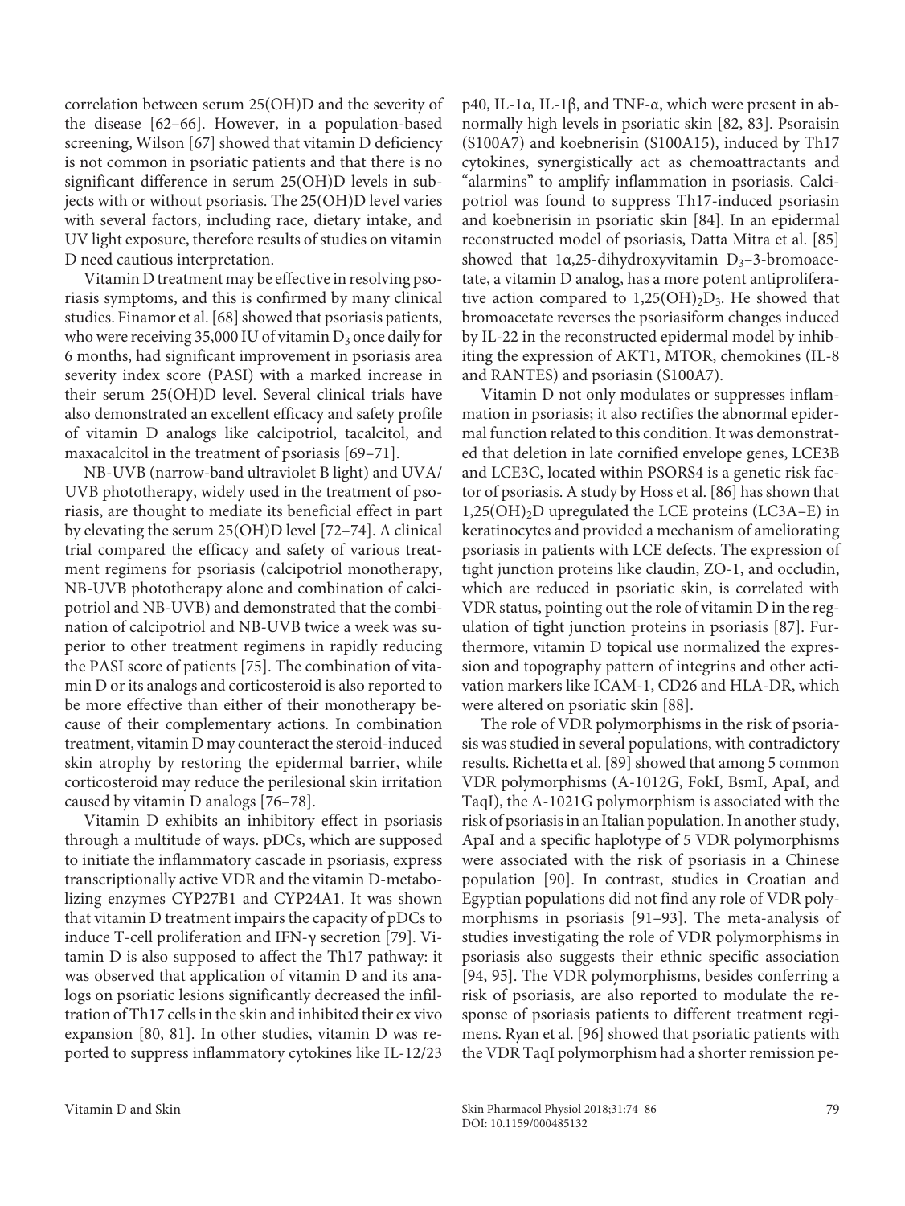correlation between serum 25(OH)D and the severity of the disease [62–66]. However, in a population-based screening, Wilson [67] showed that vitamin D deficiency is not common in psoriatic patients and that there is no significant difference in serum 25(OH)D levels in subjects with or without psoriasis. The 25(OH)D level varies with several factors, including race, dietary intake, and UV light exposure, therefore results of studies on vitamin D need cautious interpretation.

Vitamin D treatment may be effective in resolving psoriasis symptoms, and this is confirmed by many clinical studies. Finamor et al. [68] showed that psoriasis patients, who were receiving 35,000 IU of vitamin $D_3$ once daily for 6 months, had significant improvement in psoriasis area severity index score (PASI) with a marked increase in their serum 25(OH)D level. Several clinical trials have also demonstrated an excellent efficacy and safety profile of vitamin D analogs like calcipotriol, tacalcitol, and maxacalcitol in the treatment of psoriasis [69–71].

NB-UVB (narrow-band ultraviolet B light) and UVA/UVB phototherapy, widely used in the treatment of psoriasis, are thought to mediate its beneficial effect in part by elevating the serum 25(OH)D level [72–74]. A clinical trial compared the efficacy and safety of various treatment regimens for psoriasis (calcipotriol monotherapy, NB-UVB phototherapy alone and combination of calcipotriol and NB-UVB) and demonstrated that the combination of calcipotriol and NB-UVB twice a week was superior to other treatment regimens in rapidly reducing the PASI score of patients [75]. The combination of vitamin D or its analogs and corticosteroid is also reported to be more effective than either of their monotherapy because of their complementary actions. In combination treatment, vitamin D may counteract the steroid-induced skin atrophy by restoring the epidermal barrier, while corticosteroid may reduce the perilesional skin irritation caused by vitamin D analogs [76–78].

Vitamin D exhibits an inhibitory effect in psoriasis through a multitude of ways. pDCs, which are supposed to initiate the inflammatory cascade in psoriasis, express transcriptionally active VDR and the vitamin D-metabolizing enzymes CYP27B1 and CYP24A1. It was shown that vitamin D treatment impairs the capacity of pDCs to induce T-cell proliferation and IFN-γ secretion [79]. Vitamin D is also supposed to affect the Th17 pathway: it was observed that application of vitamin D and its analogs on psoriatic lesions significantly decreased the infiltration of Th17 cells in the skin and inhibited their ex vivo expansion [80, 81]. In other studies, vitamin D was reported to suppress inflammatory cytokines like IL-12/23 p40, IL-1α, IL-1β, and TNF-α, which were present in abnormally high levels in psoriatic skin [82, 83]. Psoraisin (S100A7) and koebnerisin (S100A15), induced by Th17 cytokines, synergistically act as chemoattractants and "alarmins" to amplify inflammation in psoriasis. Calcipotriol was found to suppress Th17-induced psoriasin and koebnerisin in psoriatic skin [84]. In an epidermal reconstructed model of psoriasis, Datta Mitra et al. [85] showed that 1α,25-dihydroxyvitamin $D_3$–3-bromoacetate, a vitamin D analog, has a more potent antiproliferative action compared to $1,25(OH)_2D_3$. He showed that bromoacetate reverses the psoriasiform changes induced by IL-22 in the reconstructed epidermal model by inhibiting the expression of AKT1, MTOR, chemokines (IL-8 and RANTES) and psoriasin (S100A7).

Vitamin D not only modulates or suppresses inflammation in psoriasis; it also rectifies the abnormal epidermal function related to this condition. It was demonstrated that deletion in late cornified envelope genes, LCE3B and LCE3C, located within PSORS4 is a genetic risk factor of psoriasis. A study by Hoss et al. [86] has shown that $1,25(OH)_2D$ upregulated the LCE proteins (LC3A–E) in keratinocytes and provided a mechanism of ameliorating psoriasis in patients with LCE defects. The expression of tight junction proteins like claudin, ZO-1, and occludin, which are reduced in psoriatic skin, is correlated with VDR status, pointing out the role of vitamin D in the regulation of tight junction proteins in psoriasis [87]. Furthermore, vitamin D topical use normalized the expression and topography pattern of integrins and other activation markers like ICAM-1, CD26 and HLA-DR, which were altered on psoriatic skin [88].

The role of VDR polymorphisms in the risk of psoriasis was studied in several populations, with contradictory results. Richetta et al. [89] showed that among 5 common VDR polymorphisms (A-1012G, FokI, BsmI, ApaI, and TaqI), the A-1021G polymorphism is associated with the risk of psoriasis in an Italian population. In another study, ApaI and a specific haplotype of 5 VDR polymorphisms were associated with the risk of psoriasis in a Chinese population [90]. In contrast, studies in Croatian and Egyptian populations did not find any role of VDR polymorphisms in psoriasis [91–93]. The meta-analysis of studies investigating the role of VDR polymorphisms in psoriasis also suggests their ethnic specific association [94, 95]. The VDR polymorphisms, besides conferring a risk of psoriasis, are also reported to modulate the response of psoriasis patients to different treatment regimens. Ryan et al. [96] showed that psoriatic patients with the VDR TaqI polymorphism had a shorter remission pe-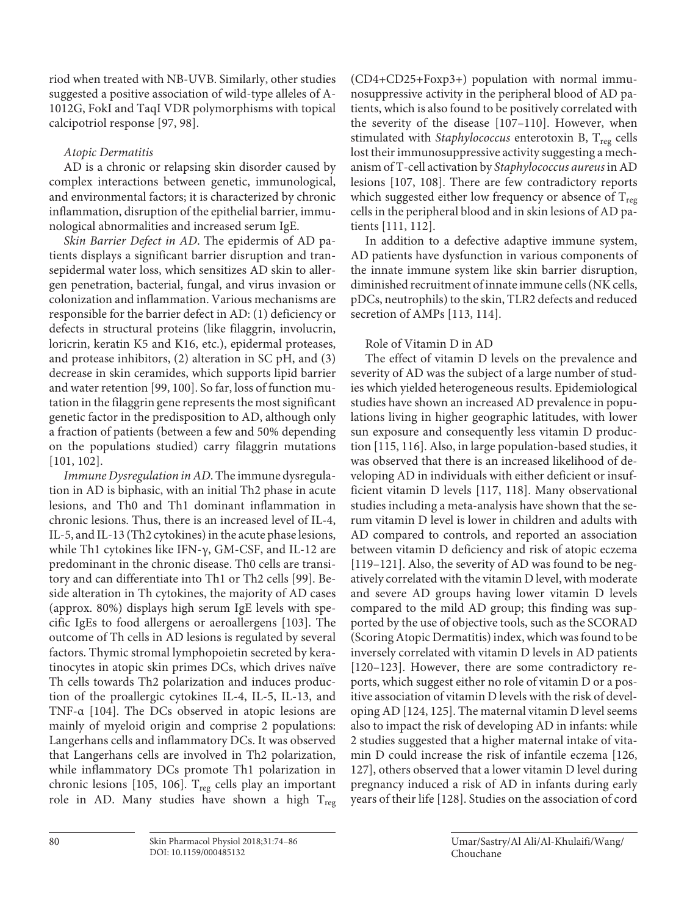riod when treated with NB-UVB. Similarly, other studies suggested a positive association of wild-type alleles of A-1012G, FokI and TaqI VDR polymorphisms with topical calcipotriol response [97, 98].

*Atopic Dermatitis*

AD is a chronic or relapsing skin disorder caused by complex interactions between genetic, immunological, and environmental factors; it is characterized by chronic inflammation, disruption of the epithelial barrier, immunological abnormalities and increased serum IgE.

*Skin Barrier Defect in AD.* The epidermis of AD patients displays a significant barrier disruption and transepidermal water loss, which sensitizes AD skin to allergen penetration, bacterial, fungal, and virus invasion or colonization and inflammation. Various mechanisms are responsible for the barrier defect in AD: (1) deficiency or defects in structural proteins (like filaggrin, involucrin, loricrin, keratin K5 and K16, etc.), epidermal proteases, and protease inhibitors, (2) alteration in SC pH, and (3) decrease in skin ceramides, which supports lipid barrier and water retention [99, 100]. So far, loss of function mutation in the filaggrin gene represents the most significant genetic factor in the predisposition to AD, although only a fraction of patients (between a few and 50% depending on the populations studied) carry filaggrin mutations [101, 102].

*Immune Dysregulation in AD.* The immune dysregulation in AD is biphasic, with an initial Th2 phase in acute lesions, and Th0 and Th1 dominant inflammation in chronic lesions. Thus, there is an increased level of IL-4, IL-5, and IL-13 (Th2 cytokines) in the acute phase lesions, while Th1 cytokines like IFN-γ, GM-CSF, and IL-12 are predominant in the chronic disease. Th0 cells are transitory and can differentiate into Th1 or Th2 cells [99]. Beside alteration in Th cytokines, the majority of AD cases (approx. 80%) displays high serum IgE levels with specific IgEs to food allergens or aeroallergens [103]. The outcome of Th cells in AD lesions is regulated by several factors. Thymic stromal lymphopoietin secreted by keratinocytes in atopic skin primes DCs, which drives naïve Th cells towards Th2 polarization and induces production of the proallergic cytokines IL-4, IL-5, IL-13, and TNF-α [104]. The DCs observed in atopic lesions are mainly of myeloid origin and comprise 2 populations: Langerhans cells and inflammatory DCs. It was observed that Langerhans cells are involved in Th2 polarization, while inflammatory DCs promote Th1 polarization in chronic lesions [105, 106]. $T_{reg}$ cells play an important role in AD. Many studies have shown a high $T_{reg}$ (CD4+CD25+Foxp3+) population with normal immunosuppressive activity in the peripheral blood of AD patients, which is also found to be positively correlated with the severity of the disease [107–110]. However, when stimulated with *Staphylococcus* enterotoxin B, $T_{reg}$ cells lost their immunosuppressive activity suggesting a mechanism of T-cell activation by *Staphylococcus aureus* in AD lesions [107, 108]. There are few contradictory reports which suggested either low frequency or absence of $T_{reg}$ cells in the peripheral blood and in skin lesions of AD patients [111, 112].

In addition to a defective adaptive immune system, AD patients have dysfunction in various components of the innate immune system like skin barrier disruption, diminished recruitment of innate immune cells (NK cells, pDCs, neutrophils) to the skin, TLR2 defects and reduced secretion of AMPs [113, 114].

Role of Vitamin D in AD

The effect of vitamin D levels on the prevalence and severity of AD was the subject of a large number of studies which yielded heterogeneous results. Epidemiological studies have shown an increased AD prevalence in populations living in higher geographic latitudes, with lower sun exposure and consequently less vitamin D production [115, 116]. Also, in large population-based studies, it was observed that there is an increased likelihood of developing AD in individuals with either deficient or insufficient vitamin D levels [117, 118]. Many observational studies including a meta-analysis have shown that the serum vitamin D level is lower in children and adults with AD compared to controls, and reported an association between vitamin D deficiency and risk of atopic eczema [119–121]. Also, the severity of AD was found to be negatively correlated with the vitamin D level, with moderate and severe AD groups having lower vitamin D levels compared to the mild AD group; this finding was supported by the use of objective tools, such as the SCORAD (Scoring Atopic Dermatitis) index, which was found to be inversely correlated with vitamin D levels in AD patients [120–123]. However, there are some contradictory reports, which suggest either no role of vitamin D or a positive association of vitamin D levels with the risk of developing AD [124, 125]. The maternal vitamin D level seems also to impact the risk of developing AD in infants: while 2 studies suggested that a higher maternal intake of vitamin D could increase the risk of infantile eczema [126, 127], others observed that a lower vitamin D level during pregnancy induced a risk of AD in infants during early years of their life [128]. Studies on the association of cord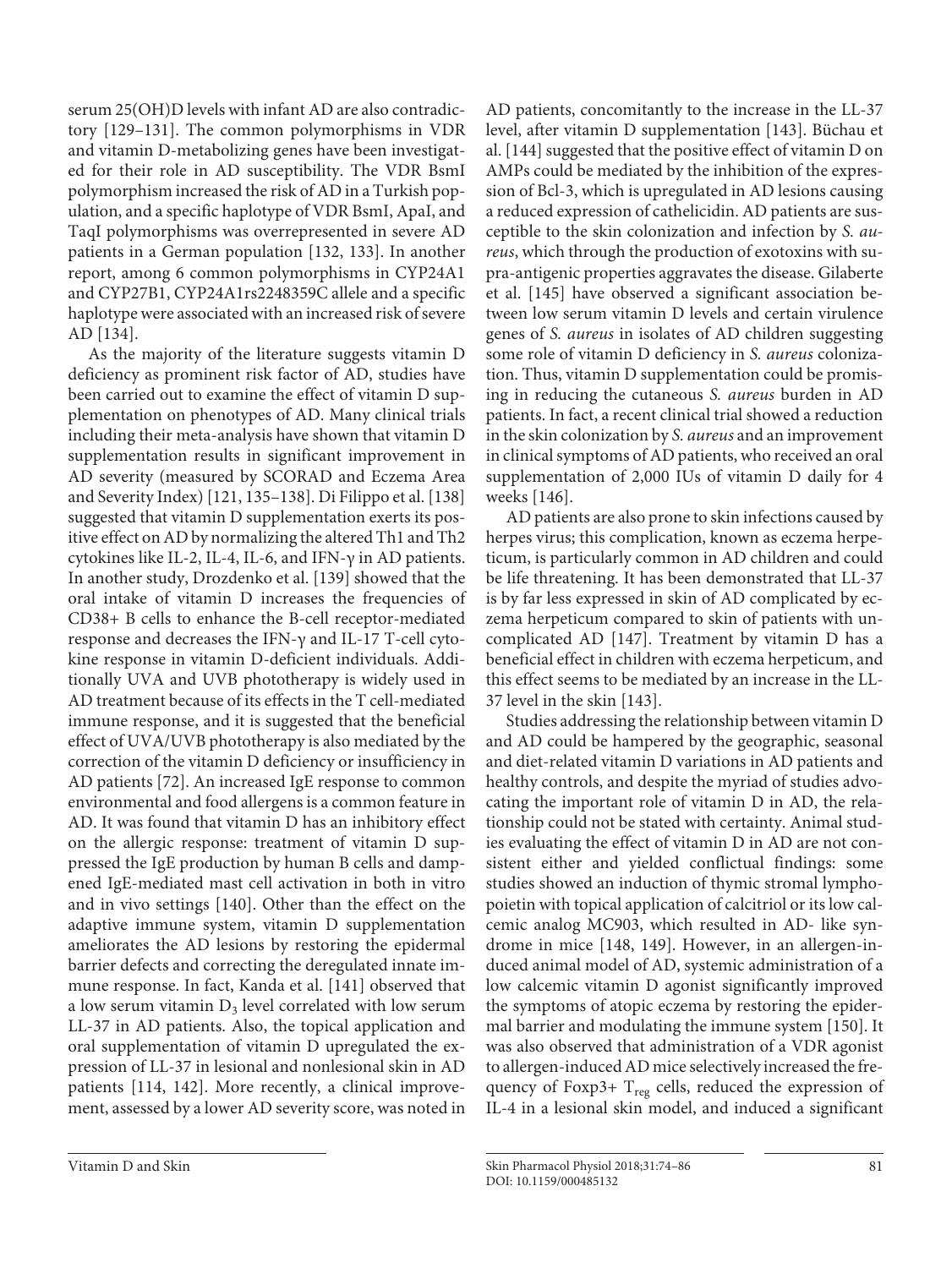serum 25(OH)D levels with infant AD are also contradictory [129–131]. The common polymorphisms in VDR and vitamin D-metabolizing genes have been investigated for their role in AD susceptibility. The VDR BsmI polymorphism increased the risk of AD in a Turkish population, and a specific haplotype of VDR BsmI, ApaI, and TaqI polymorphisms was overrepresented in severe AD patients in a German population [132, 133]. In another report, among 6 common polymorphisms in CYP24A1 and CYP27B1, CYP24A1rs2248359C allele and a specific haplotype were associated with an increased risk of severe AD [134].

As the majority of the literature suggests vitamin D deficiency as prominent risk factor of AD, studies have been carried out to examine the effect of vitamin D supplementation on phenotypes of AD. Many clinical trials including their meta-analysis have shown that vitamin D supplementation results in significant improvement in AD severity (measured by SCORAD and Eczema Area and Severity Index) [121, 135–138]. Di Filippo et al. [138] suggested that vitamin D supplementation exerts its positive effect on AD by normalizing the altered Th1 and Th2 cytokines like IL-2, IL-4, IL-6, and IFN-γ in AD patients. In another study, Drozdenko et al. [139] showed that the oral intake of vitamin D increases the frequencies of CD38+ B cells to enhance the B-cell receptor-mediated response and decreases the IFN-γ and IL-17 T-cell cytokine response in vitamin D-deficient individuals. Additionally UVA and UVB phototherapy is widely used in AD treatment because of its effects in the T cell-mediated immune response, and it is suggested that the beneficial effect of UVA/UVB phototherapy is also mediated by the correction of the vitamin D deficiency or insufficiency in AD patients [72]. An increased IgE response to common environmental and food allergens is a common feature in AD. It was found that vitamin D has an inhibitory effect on the allergic response: treatment of vitamin D suppressed the IgE production by human B cells and dampened IgE-mediated mast cell activation in both in vitro and in vivo settings [140]. Other than the effect on the adaptive immune system, vitamin D supplementation ameliorates the AD lesions by restoring the epidermal barrier defects and correcting the deregulated innate immune response. In fact, Kanda et al. [141] observed that a low serum vitamin $D_3$ level correlated with low serum LL-37 in AD patients. Also, the topical application and oral supplementation of vitamin D upregulated the expression of LL-37 in lesional and nonlesional skin in AD patients [114, 142]. More recently, a clinical improvement, assessed by a lower AD severity score, was noted in AD patients, concomitantly to the increase in the LL-37 level, after vitamin D supplementation [143]. Büchau et al. [144] suggested that the positive effect of vitamin D on AMPs could be mediated by the inhibition of the expression of Bcl-3, which is upregulated in AD lesions causing a reduced expression of cathelicidin. AD patients are susceptible to the skin colonization and infection by *S. aureus*, which through the production of exotoxins with supra-antigenic properties aggravates the disease. Gilaberte et al. [145] have observed a significant association between low serum vitamin D levels and certain virulence genes of *S. aureus* in isolates of AD children suggesting some role of vitamin D deficiency in *S. aureus* colonization. Thus, vitamin D supplementation could be promising in reducing the cutaneous *S. aureus* burden in AD patients. In fact, a recent clinical trial showed a reduction in the skin colonization by *S. aureus* and an improvement in clinical symptoms of AD patients, who received an oral supplementation of 2,000 IUs of vitamin D daily for 4 weeks [146].

AD patients are also prone to skin infections caused by herpes virus; this complication, known as eczema herpeticum, is particularly common in AD children and could be life threatening. It has been demonstrated that LL-37 is by far less expressed in skin of AD complicated by eczema herpeticum compared to skin of patients with uncomplicated AD [147]. Treatment by vitamin D has a beneficial effect in children with eczema herpeticum, and this effect seems to be mediated by an increase in the LL-37 level in the skin [143].

Studies addressing the relationship between vitamin D and AD could be hampered by the geographic, seasonal and diet-related vitamin D variations in AD patients and healthy controls, and despite the myriad of studies advocating the important role of vitamin D in AD, the relationship could not be stated with certainty. Animal studies evaluating the effect of vitamin D in AD are not consistent either and yielded conflictual findings: some studies showed an induction of thymic stromal lymphopoietin with topical application of calcitriol or its low calcemic analog MC903, which resulted in AD- like syndrome in mice [148, 149]. However, in an allergen-induced animal model of AD, systemic administration of a low calcemic vitamin D agonist significantly improved the symptoms of atopic eczema by restoring the epidermal barrier and modulating the immune system [150]. It was also observed that administration of a VDR agonist to allergen-induced AD mice selectively increased the frequency of Foxp3+ $T_{reg}$ cells, reduced the expression of IL-4 in a lesional skin model, and induced a significant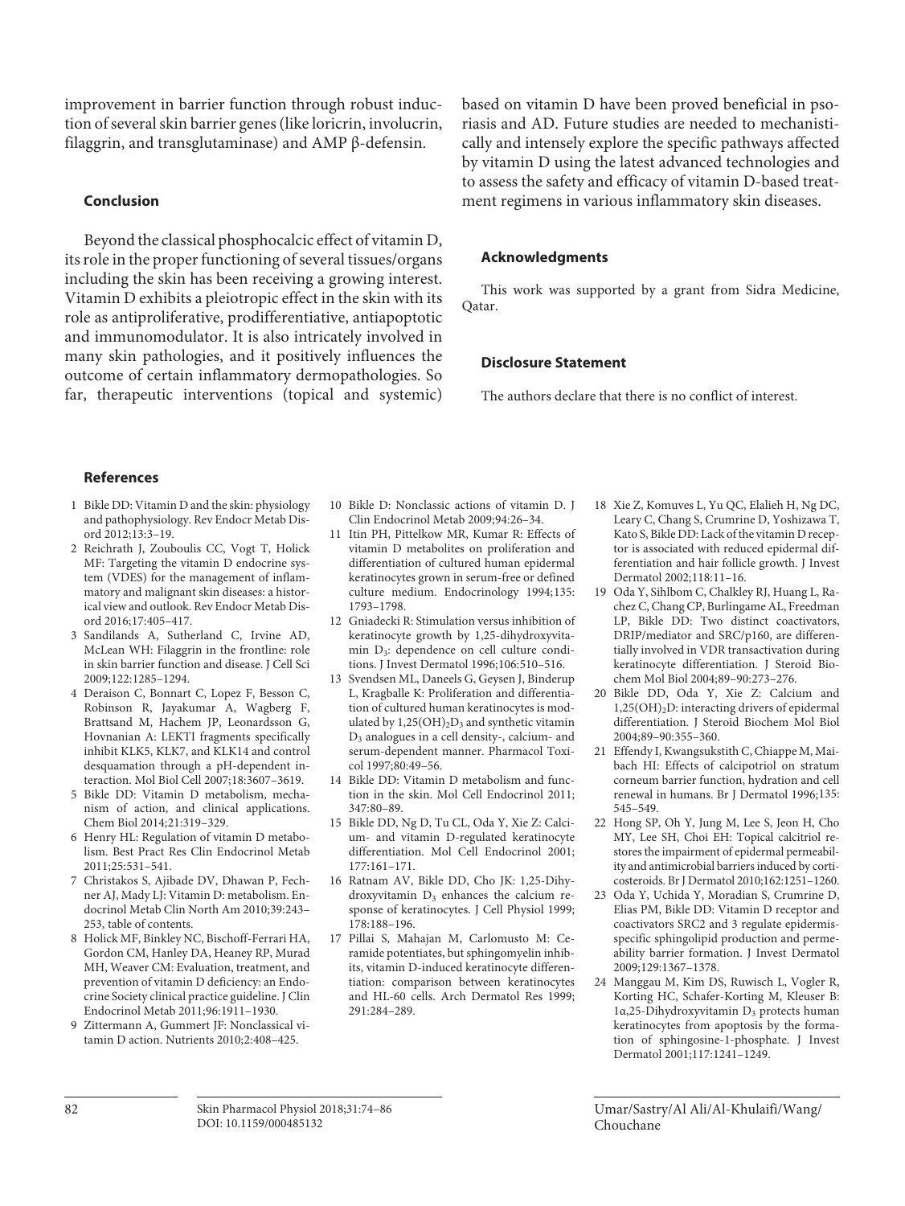improvement in barrier function through robust induction of several skin barrier genes (like loricrin, involucrin, filaggrin, and transglutaminase) and AMP β-defensin.

## Conclusion

Beyond the classical phosphocalcic effect of vitamin D, its role in the proper functioning of several tissues/organs including the skin has been receiving a growing interest. Vitamin D exhibits a pleiotropic effect in the skin with its role as antiproliferative, prodifferentiative, antiapoptotic and immunomodulator. It is also intricately involved in many skin pathologies, and it positively influences the outcome of certain inflammatory dermopathologies. So far, therapeutic interventions (topical and systemic) based on vitamin D have been proved beneficial in psoriasis and AD. Future studies are needed to mechanistically and intensely explore the specific pathways affected by vitamin D using the latest advanced technologies and to assess the safety and efficacy of vitamin D-based treatment regimens in various inflammatory skin diseases.

## Acknowledgments

This work was supported by a grant from Sidra Medicine, Qatar.

## Disclosure Statement

The authors declare that there is no conflict of interest.

## References

1. Bikle DD: Vitamin D and the skin: physiology and pathophysiology. Rev Endocr Metab Disord 2012;13:3–19.
2. Reichrath J, Zouboulis CC, Vogt T, Holick MF: Targeting the vitamin D endocrine system (VDES) for the management of inflammatory and malignant skin diseases: a historical view and outlook. Rev Endocr Metab Disord 2016;17:405–417.
3. Sandilands A, Sutherland C, Irvine AD, McLean WH: Filaggrin in the frontline: role in skin barrier function and disease. J Cell Sci 2009;122:1285–1294.
4. Deraison C, Bonnart C, Lopez F, Besson C, Robinson R, Jayakumar A, Wagberg F, Brattsand M, Hachem JP, Leonardsson G, Hovnanian A: LEKTI fragments specifically inhibit KLK5, KLK7, and KLK14 and control desquamation through a pH-dependent interaction. Mol Biol Cell 2007;18:3607–3619.
5. Bikle DD: Vitamin D metabolism, mechanism of action, and clinical applications. Chem Biol 2014;21:319–329.
6. Henry HL: Regulation of vitamin D metabolism. Best Pract Res Clin Endocrinol Metab 2011;25:531–541.
7. Christakos S, Ajibade DV, Dhawan P, Fechner AJ, Mady LJ: Vitamin D: metabolism. Endocrinol Metab Clin North Am 2010;39:243–253, table of contents.
8. Holick MF, Binkley NC, Bischoff-Ferrari HA, Gordon CM, Hanley DA, Heaney RP, Murad MH, Weaver CM: Evaluation, treatment, and prevention of vitamin D deficiency: an Endocrine Society clinical practice guideline. J Clin Endocrinol Metab 2011;96:1911–1930.
9. Zittermann A, Gummert JF: Nonclassical vitamin D action. Nutrients 2010;2:408–425.
10. Bikle D: Nonclassic actions of vitamin D. J Clin Endocrinol Metab 2009;94:26–34.
11. Itin PH, Pittelkow MR, Kumar R: Effects of vitamin D metabolites on proliferation and differentiation of cultured human epidermal keratinocytes grown in serum-free or defined culture medium. Endocrinology 1994;135:1793–1798.
12. Gniadecki R: Stimulation versus inhibition of keratinocyte growth by 1,25-dihydroxyvitamin $D_3$: dependence on cell culture conditions. J Invest Dermatol 1996;106:510–516.
13. Svendsen ML, Daneels G, Geysen J, Binderup L, Kragballe K: Proliferation and differentiation of cultured human keratinocytes is modulated by $1,25(OH)_2D_3$ and synthetic vitamin $D_3$ analogues in a cell density-, calcium- and serum-dependent manner. Pharmacol Toxicol 1997;80:49–56.
14. Bikle DD: Vitamin D metabolism and function in the skin. Mol Cell Endocrinol 2011;347:80–89.
15. Bikle DD, Ng D, Tu CL, Oda Y, Xie Z: Calcium- and vitamin D-regulated keratinocyte differentiation. Mol Cell Endocrinol 2001;177:161–171.
16. Ratnam AV, Bikle DD, Cho JK: 1,25-Dihydroxyvitamin $D_3$ enhances the calcium response of keratinocytes. J Cell Physiol 1999;178:188–196.
17. Pillai S, Mahajan M, Carlomusto M: Ceramide potentiates, but sphingomyelin inhibits, vitamin D-induced keratinocyte differentiation: comparison between keratinocytes and HL-60 cells. Arch Dermatol Res 1999;291:284–289.
18. Xie Z, Komuves L, Yu QC, Elalieh H, Ng DC, Leary C, Chang S, Crumrine D, Yoshizawa T, Kato S, Bikle DD: Lack of the vitamin D receptor is associated with reduced epidermal differentiation and hair follicle growth. J Invest Dermatol 2002;118:11–16.
19. Oda Y, Sihlbom C, Chalkley RJ, Huang L, Rachez C, Chang CP, Burlingame AL, Freedman LP, Bikle DD: Two distinct coactivators, DRIP/mediator and SRC/p160, are differentially involved in VDR transactivation during keratinocyte differentiation. J Steroid Biochem Mol Biol 2004;89–90:273–276.
20. Bikle DD, Oda Y, Xie Z: Calcium and $1,25(OH)_2D$: interacting drivers of epidermal differentiation. J Steroid Biochem Mol Biol 2004;89–90:355–360.
21. Effendy I, Kwangsukstith C, Chiappe M, Maibach HI: Effects of calcipotriol on stratum corneum barrier function, hydration and cell renewal in humans. Br J Dermatol 1996;135:545–549.
22. Hong SP, Oh Y, Jung M, Lee S, Jeon H, Cho MY, Lee SH, Choi EH: Topical calcitriol restores the impairment of epidermal permeability and antimicrobial barriers induced by corticosteroids. Br J Dermatol 2010;162:1251–1260.
23. Oda Y, Uchida Y, Moradian S, Crumrine D, Elias PM, Bikle DD: Vitamin D receptor and coactivators SRC2 and 3 regulate epidermis-specific sphingolipid production and permeability barrier formation. J Invest Dermatol 2009;129:1367–1378.
24. Manggau M, Kim DS, Ruwisch L, Vogler R, Korting HC, Schafer-Korting M, Kleuser B: 1α,25-Dihydroxyvitamin $D_3$ protects human keratinocytes from apoptosis by the formation of sphingosine-1-phosphate. J Invest Dermatol 2001;117:1241–1249.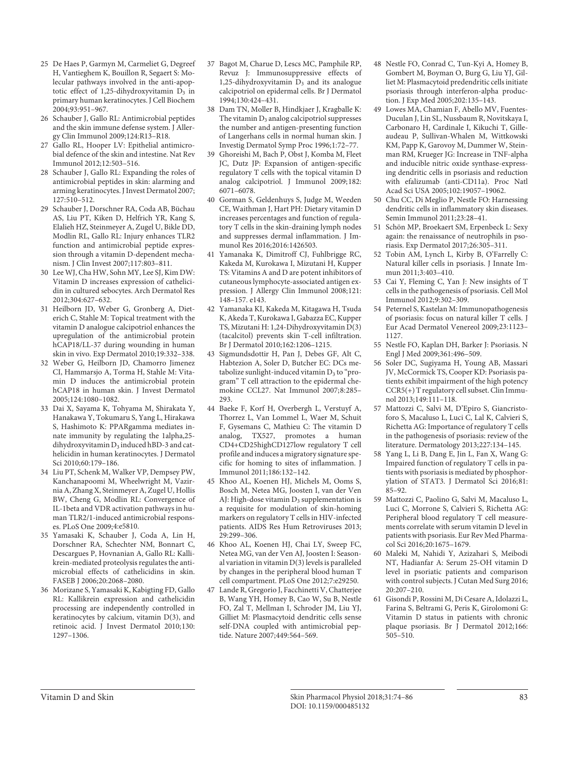25 De Haes P, Garmyn M, Carmeliet G, Degreef H, Vantieghem K, Bouillon R, Segaert S: Molecular pathways involved in the anti-apoptotic effect of 1,25-dihydroxyvitamin $D_3$ in primary human keratinocytes. J Cell Biochem 2004;93:951–967.

26 Schauber J, Gallo RL: Antimicrobial peptides and the skin immune defense system. J Allergy Clin Immunol 2009;124:R13–R18.

27 Gallo RL, Hooper LV: Epithelial antimicrobial defence of the skin and intestine. Nat Rev Immunol 2012;12:503–516.

28 Schauber J, Gallo RL: Expanding the roles of antimicrobial peptides in skin: alarming and arming keratinocytes. J Invest Dermatol 2007;127:510–512.

29 Schauber J, Dorschner RA, Coda AB, Büchau AS, Liu PT, Kiken D, Helfrich YR, Kang S, Elalieh HZ, Steinmeyer A, Zugel U, Bikle DD, Modlin RL, Gallo RL: Injury enhances TLR2 function and antimicrobial peptide expression through a vitamin D-dependent mechanism. J Clin Invest 2007;117:803–811.

30 Lee WJ, Cha HW, Sohn MY, Lee SJ, Kim DW: Vitamin D increases expression of cathelicidin in cultured sebocytes. Arch Dermatol Res 2012;304:627–632.

31 Heilborn JD, Weber G, Gronberg A, Dieterich C, Stahle M: Topical treatment with the vitamin D analogue calcipotriol enhances the upregulation of the antimicrobial protein hCAP18/LL-37 during wounding in human skin in vivo. Exp Dermatol 2010;19:332–338.

32 Weber G, Heilborn JD, Chamorro Jimenez CI, Hammarsjo A, Torma H, Stahle M: Vitamin D induces the antimicrobial protein hCAP18 in human skin. J Invest Dermatol 2005;124:1080–1082.

33 Dai X, Sayama K, Tohyama M, Shirakata Y, Hanakawa Y, Tokumaru S, Yang L, Hirakawa S, Hashimoto K: PPARgamma mediates innate immunity by regulating the 1alpha,25-dihydroxyvitamin $D_3$ induced hBD-3 and cathelicidin in human keratinocytes. J Dermatol Sci 2010;60:179–186.

34 Liu PT, Schenk M, Walker VP, Dempsey PW, Kanchanapoomi M, Wheelwright M, Vazirnia A, Zhang X, Steinmeyer A, Zugel U, Hollis BW, Cheng G, Modlin RL: Convergence of IL-1beta and VDR activation pathways in human TLR2/1-induced antimicrobial responses. PLoS One 2009;4:e5810.

35 Yamasaki K, Schauber J, Coda A, Lin H, Dorschner RA, Schechter NM, Bonnart C, Descargues P, Hovnanian A, Gallo RL: Kallikrein-mediated proteolysis regulates the antimicrobial effects of cathelicidins in skin. FASEB J 2006;20:2068–2080.

36 Morizane S, Yamasaki K, Kabigting FD, Gallo RL: Kallikrein expression and cathelicidin processing are independently controlled in keratinocytes by calcium, vitamin D(3), and retinoic acid. J Invest Dermatol 2010;130:1297–1306.

37 Bagot M, Charue D, Lescs MC, Pamphile RP, Revuz J: Immunosuppressive effects of 1,25-dihydroxyvitamin $D_3$ and its analogue calcipotriol on epidermal cells. Br J Dermatol 1994;130:424–431.

38 Dam TN, Moller B, Hindkjaer J, Kragballe K: The vitamin $D_3$ analog calcipotriol suppresses the number and antigen-presenting function of Langerhans cells in normal human skin. J Investig Dermatol Symp Proc 1996;1:72–77.

39 Ghoreishi M, Bach P, Obst J, Komba M, Fleet JC, Dutz JP: Expansion of antigen-specific regulatory T cells with the topical vitamin D analog calcipotriol. J Immunol 2009;182:6071–6078.

40 Gorman S, Geldenhuys S, Judge M, Weeden CE, Waithman J, Hart PH: Dietary vitamin D increases percentages and function of regulatory T cells in the skin-draining lymph nodes and suppresses dermal inflammation. J Immunol Res 2016;2016:1426503.

41 Yamanaka K, Dimitroff CJ, Fuhlbrigge RC, Kakeda M, Kurokawa I, Mizutani H, Kupper TS: Vitamins A and D are potent inhibitors of cutaneous lymphocyte-associated antigen expression. J Allergy Clin Immunol 2008;121:148–157. e143.

42 Yamanaka KI, Kakeda M, Kitagawa H, Tsuda K, Akeda T, Kurokawa I, Gabazza EC, Kupper TS, Mizutani H: 1,24-Dihydroxyvitamin D(3) (tacalcitol) prevents skin T-cell infiltration. Br J Dermatol 2010;162:1206–1215.

43 Sigmundsdottir H, Pan J, Debes GF, Alt C, Habtezion A, Soler D, Butcher EC: DCs metabolize sunlight-induced vitamin $D_3$ to "program" T cell attraction to the epidermal chemokine CCL27. Nat Immunol 2007;8:285–293.

44 Baeke F, Korf H, Overbergh L, Verstuyf A, Thorrez L, Van Lommel L, Waer M, Schuit F, Gysemans C, Mathieu C: The vitamin D analog, TX527, promotes a human CD4+CD25highCD127low regulatory T cell profile and induces a migratory signature specific for homing to sites of inflammation. J Immunol 2011;186:132–142.

45 Khoo AL, Koenen HJ, Michels M, Ooms S, Bosch M, Netea MG, Joosten I, van der Ven AJ: High-dose vitamin $D_3$ supplementation is a requisite for modulation of skin-homing markers on regulatory T cells in HIV-infected patients. AIDS Res Hum Retroviruses 2013;29:299–306.

46 Khoo AL, Koenen HJ, Chai LY, Sweep FC, Netea MG, van der Ven AJ, Joosten I: Seasonal variation in vitamin D(3) levels is paralleled by changes in the peripheral blood human T cell compartment. PLoS One 2012;7:e29250.

47 Lande R, Gregorio J, Facchinetti V, Chatterjee B, Wang YH, Homey B, Cao W, Su B, Nestle FO, Zal T, Mellman I, Schroder JM, Liu YJ, Gilliet M: Plasmacytoid dendritic cells sense self-DNA coupled with antimicrobial peptide. Nature 2007;449:564–569.

48 Nestle FO, Conrad C, Tun-Kyi A, Homey B, Gombert M, Boyman O, Burg G, Liu YJ, Gilliet M: Plasmacytoid predendritic cells initiate psoriasis through interferon-alpha production. J Exp Med 2005;202:135–143.

49 Lowes MA, Chamian F, Abello MV, Fuentes-Duculan J, Lin SL, Nussbaum R, Novitskaya I, Carbonaro H, Cardinale I, Kikuchi T, Gilleaudeau P, Sullivan-Whalen M, Wittkowski KM, Papp K, Garovoy M, Dummer W, Steinman RM, Krueger JG: Increase in TNF-alpha and inducible nitric oxide synthase-expressing dendritic cells in psoriasis and reduction with efalizumab (anti-CD11a). Proc Natl Acad Sci USA 2005;102:19057–19062.

50 Chu CC, Di Meglio P, Nestle FO: Harnessing dendritic cells in inflammatory skin diseases. Semin Immunol 2011;23:28–41.

51 Schön MP, Broekaert SM, Erpenbeck L: Sexy again: the renaissance of neutrophils in psoriasis. Exp Dermatol 2017;26:305–311.

52 Tobin AM, Lynch L, Kirby B, O'Farrelly C: Natural killer cells in psoriasis. J Innate Immun 2011;3:403–410.

53 Cai Y, Fleming C, Yan J: New insights of T cells in the pathogenesis of psoriasis. Cell Mol Immunol 2012;9:302–309.

54 Peternel S, Kastelan M: Immunopathogenesis of psoriasis: focus on natural killer T cells. J Eur Acad Dermatol Venereol 2009;23:1123–1127.

55 Nestle FO, Kaplan DH, Barker J: Psoriasis. N Engl J Med 2009;361:496–509.

56 Soler DC, Sugiyama H, Young AB, Massari JV, McCormick TS, Cooper KD: Psoriasis patients exhibit impairment of the high potency CCR5(+) T regulatory cell subset. Clin Immunol 2013;149:111–118.

57 Mattozzi C, Salvi M, D'Epiro S, Giancristoforo S, Macaluso L, Luci C, Lal K, Calvieri S, Richetta AG: Importance of regulatory T cells in the pathogenesis of psoriasis: review of the literature. Dermatology 2013;227:134–145.

58 Yang L, Li B, Dang E, Jin L, Fan X, Wang G: Impaired function of regulatory T cells in patients with psoriasis is mediated by phosphorylation of STAT3. J Dermatol Sci 2016;81:85–92.

59 Mattozzi C, Paolino G, Salvi M, Macaluso L, Luci C, Morrone S, Calvieri S, Richetta AG: Peripheral blood regulatory T cell measurements correlate with serum vitamin D level in patients with psoriasis. Eur Rev Med Pharmacol Sci 2016;20:1675–1679.

60 Maleki M, Nahidi Y, Azizahari S, Meibodi NT, Hadianfar A: Serum 25-OH vitamin D level in psoriatic patients and comparison with control subjects. J Cutan Med Surg 2016;20:207–210.

61 Gisondi P, Rossini M, Di Cesare A, Idolazzi L, Farina S, Beltrami G, Peris K, Girolomoni G: Vitamin D status in patients with chronic plaque psoriasis. Br J Dermatol 2012;166:505–510.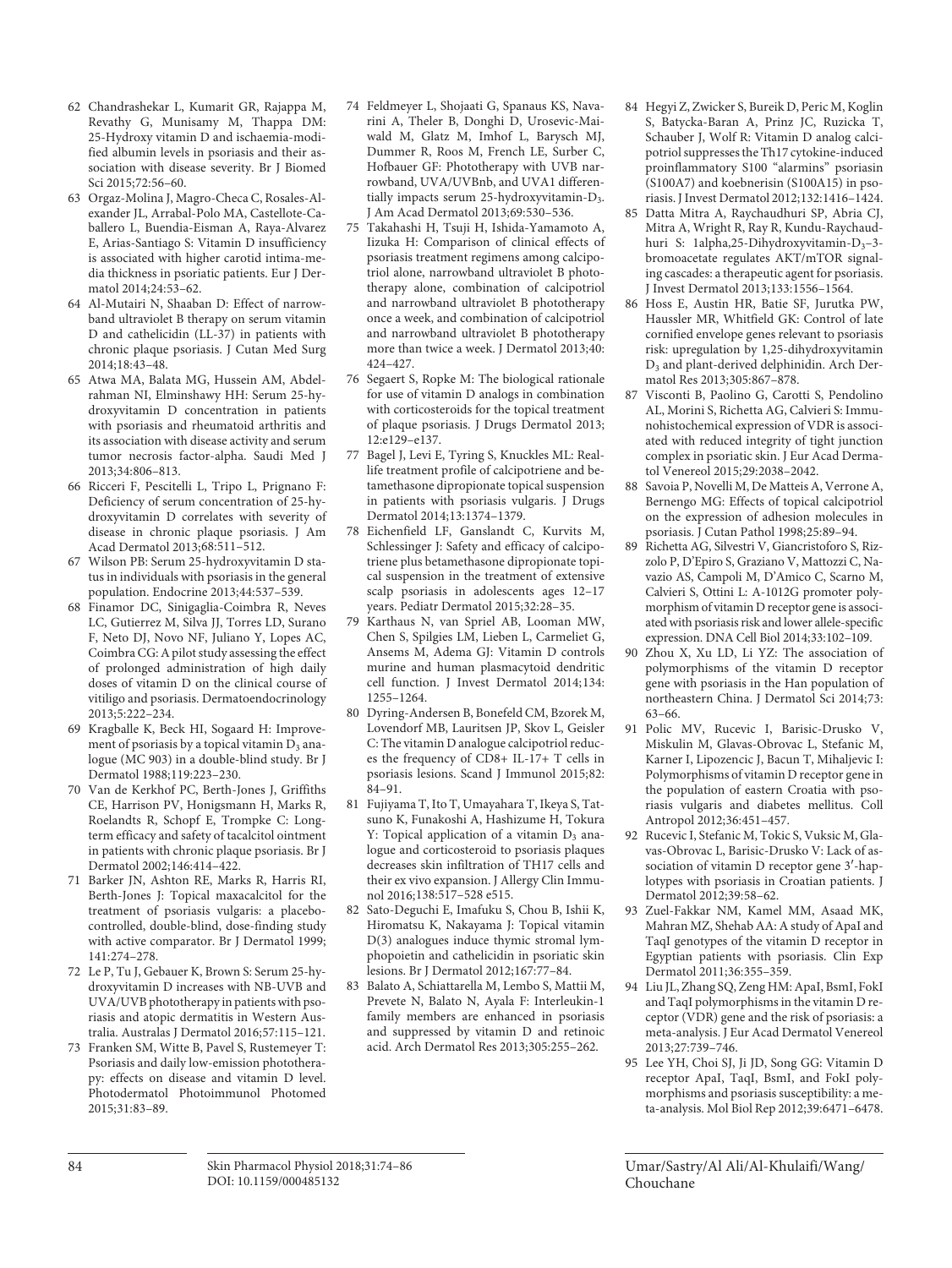62 Chandrashekar L, Kumarit GR, Rajappa M, Revathy G, Munisamy M, Thappa DM: 25-Hydroxy vitamin D and ischaemia-modified albumin levels in psoriasis and their association with disease severity. Br J Biomed Sci 2015;72:56–60.

63 Orgaz-Molina J, Magro-Checa C, Rosales-Alexander JL, Arrabal-Polo MA, Castellote-Caballero L, Buendia-Eisman A, Raya-Alvarez E, Arias-Santiago S: Vitamin D insufficiency is associated with higher carotid intima-media thickness in psoriatic patients. Eur J Dermatol 2014;24:53–62.

64 Al-Mutairi N, Shaaban D: Effect of narrowband ultraviolet B therapy on serum vitamin D and cathelicidin (LL-37) in patients with chronic plaque psoriasis. J Cutan Med Surg 2014;18:43–48.

65 Atwa MA, Balata MG, Hussein AM, Abdelrahman NI, Elminshawy HH: Serum 25-hydroxyvitamin D concentration in patients with psoriasis and rheumatoid arthritis and its association with disease activity and serum tumor necrosis factor-alpha. Saudi Med J 2013;34:806–813.

66 Ricceri F, Pescitelli L, Tripo L, Prignano F: Deficiency of serum concentration of 25-hydroxyvitamin D correlates with severity of disease in chronic plaque psoriasis. J Am Acad Dermatol 2013;68:511–512.

67 Wilson PB: Serum 25-hydroxyvitamin D status in individuals with psoriasis in the general population. Endocrine 2013;44:537–539.

68 Finamor DC, Sinigaglia-Coimbra R, Neves LC, Gutierrez M, Silva JJ, Torres LD, Surano F, Neto DJ, Novo NF, Juliano Y, Lopes AC, Coimbra CG: A pilot study assessing the effect of prolonged administration of high daily doses of vitamin D on the clinical course of vitiligo and psoriasis. Dermatoendocrinology 2013;5:222–234.

69 Kragballe K, Beck HI, Sogaard H: Improvement of psoriasis by a topical vitamin $D_3$ analogue (MC 903) in a double-blind study. Br J Dermatol 1988;119:223–230.

70 Van de Kerkhof PC, Berth-Jones J, Griffiths CE, Harrison PV, Honigsmann H, Marks R, Roelandts R, Schopf E, Trompke C: Long-term efficacy and safety of tacalcitol ointment in patients with chronic plaque psoriasis. Br J Dermatol 2002;146:414–422.

71 Barker JN, Ashton RE, Marks R, Harris RI, Berth-Jones J: Topical maxacalcitol for the treatment of psoriasis vulgaris: a placebo-controlled, double-blind, dose-finding study with active comparator. Br J Dermatol 1999;141:274–278.

72 Le P, Tu J, Gebauer K, Brown S: Serum 25-hydroxyvitamin D increases with NB-UVB and UVA/UVB phototherapy in patients with psoriasis and atopic dermatitis in Western Australia. Australas J Dermatol 2016;57:115–121.

73 Franken SM, Witte B, Pavel S, Rustemeyer T: Psoriasis and daily low-emission phototherapy: effects on disease and vitamin D level. Photodermatol Photoimmunol Photomed 2015;31:83–89.

74 Feldmeyer L, Shojaati G, Spanaus KS, Navarini A, Theler B, Donghi D, Urosevic-Maiwald M, Glatz M, Imhof L, Barysch MJ, Dummer R, Roos M, French LE, Surber C, Hofbauer GF: Phototherapy with UVB narrowband, UVA/UVBnb, and UVA1 differentially impacts serum 25-hydroxyvitamin-$D_3$. J Am Acad Dermatol 2013;69:530–536.

75 Takahashi H, Tsuji H, Ishida-Yamamoto A, Iizuka H: Comparison of clinical effects of psoriasis treatment regimens among calcipotriol alone, narrowband ultraviolet B phototherapy alone, combination of calcipotriol and narrowband ultraviolet B phototherapy once a week, and combination of calcipotriol and narrowband ultraviolet B phototherapy more than twice a week. J Dermatol 2013;40:424–427.

76 Segaert S, Ropke M: The biological rationale for use of vitamin D analogs in combination with corticosteroids for the topical treatment of plaque psoriasis. J Drugs Dermatol 2013;12:e129–e137.

77 Bagel J, Levi E, Tyring S, Knuckles ML: Real-life treatment profile of calcipotriene and betamethasone dipropionate topical suspension in patients with psoriasis vulgaris. J Drugs Dermatol 2014;13:1374–1379.

78 Eichenfield LF, Ganslandt C, Kurvits M, Schlessinger J: Safety and efficacy of calcipotriene plus betamethasone dipropionate topical suspension in the treatment of extensive scalp psoriasis in adolescents ages 12–17 years. Pediatr Dermatol 2015;32:28–35.

79 Karthaus N, van Spriel AB, Looman MW, Chen S, Spilgies LM, Lieben L, Carmeliet G, Ansems M, Adema GJ: Vitamin D controls murine and human plasmacytoid dendritic cell function. J Invest Dermatol 2014;134:1255–1264.

80 Dyring-Andersen B, Bonefeld CM, Bzorek M, Lovendorf MB, Lauritsen JP, Skov L, Geisler C: The vitamin D analogue calcipotriol reduces the frequency of CD8+ IL-17+ T cells in psoriasis lesions. Scand J Immunol 2015;82:84–91.

81 Fujiyama T, Ito T, Umayahara T, Ikeya S, Tatsuno K, Funakoshi A, Hashizume H, Tokura Y: Topical application of a vitamin $D_3$ analogue and corticosteroid to psoriasis plaques decreases skin infiltration of TH17 cells and their ex vivo expansion. J Allergy Clin Immunol 2016;138:517–528 e515.

82 Sato-Deguchi E, Imafuku S, Chou B, Ishii K, Hiromatsu K, Nakayama J: Topical vitamin D(3) analogues induce thymic stromal lymphopoietin and cathelicidin in psoriatic skin lesions. Br J Dermatol 2012;167:77–84.

83 Balato A, Schiattarella M, Lembo S, Mattii M, Prevete N, Balato N, Ayala F: Interleukin-1 family members are enhanced in psoriasis and suppressed by vitamin D and retinoic acid. Arch Dermatol Res 2013;305:255–262.

84 Hegyi Z, Zwicker S, Bureik D, Peric M, Koglin S, Batycka-Baran A, Prinz JC, Ruzicka T, Schauber J, Wolf R: Vitamin D analog calcipotriol suppresses the Th17 cytokine-induced proinflammatory S100 "alarmins" psoriasin (S100A7) and koebnerisin (S100A15) in psoriasis. J Invest Dermatol 2012;132:1416–1424.

85 Datta Mitra A, Raychaudhuri SP, Abria CJ, Mitra A, Wright R, Ray R, Kundu-Raychaudhuri S: 1alpha,25-Dihydroxyvitamin-$D_3$-3-bromoacetate regulates AKT/mTOR signaling cascades: a therapeutic agent for psoriasis. J Invest Dermatol 2013;133:1556–1564.

86 Hoss E, Austin HR, Batie SF, Jurutka PW, Haussler MR, Whitfield GK: Control of late cornified envelope genes relevant to psoriasis risk: upregulation by 1,25-dihydroxyvitamin $D_3$ and plant-derived delphinidin. Arch Dermatol Res 2013;305:867–878.

87 Visconti B, Paolino G, Carotti S, Pendolino AL, Morini S, Richetta AG, Calvieri S: Immunohistochemical expression of VDR is associated with reduced integrity of tight junction complex in psoriatic skin. J Eur Acad Dermatol Venereol 2015;29:2038–2042.

88 Savoia P, Novelli M, De Matteis A, Verrone A, Bernengo MG: Effects of topical calcipotriol on the expression of adhesion molecules in psoriasis. J Cutan Pathol 1998;25:89–94.

89 Richetta AG, Silvestri V, Giancristoforo S, Rizzolo P, D'Epiro S, Graziano V, Mattozzi C, Navazio AS, Campoli M, D'Amico C, Scarno M, Calvieri S, Ottini L: A-1012G promoter polymorphism of vitamin D receptor gene is associated with psoriasis risk and lower allele-specific expression. DNA Cell Biol 2014;33:102–109.

90 Zhou X, Xu LD, Li YZ: The association of polymorphisms of the vitamin D receptor gene with psoriasis in the Han population of northeastern China. J Dermatol Sci 2014;73:63–66.

91 Polic MV, Rucevic I, Barisic-Drusko V, Miskulin M, Glavas-Obrovac L, Stefanic M, Karner I, Lipozencic J, Bacun T, Mihaljevic I: Polymorphisms of vitamin D receptor gene in the population of eastern Croatia with psoriasis vulgaris and diabetes mellitus. Coll Antropol 2012;36:451–457.

92 Rucevic I, Stefanic M, Tokic S, Vuksic M, Glavas-Obrovac L, Barisic-Drusko V: Lack of association of vitamin D receptor gene 3′-haplotypes with psoriasis in Croatian patients. J Dermatol 2012;39:58–62.

93 Zuel-Fakkar NM, Kamel MM, Asaad MK, Mahran MZ, Shehab AA: A study of ApaI and TaqI genotypes of the vitamin D receptor in Egyptian patients with psoriasis. Clin Exp Dermatol 2011;36:355–359.

94 Liu JL, Zhang SQ, Zeng HM: ApaI, BsmI, FokI and TaqI polymorphisms in the vitamin D receptor (VDR) gene and the risk of psoriasis: a meta-analysis. J Eur Acad Dermatol Venereol 2013;27:739–746.

95 Lee YH, Choi SJ, Ji JD, Song GG: Vitamin D receptor ApaI, TaqI, BsmI, and FokI polymorphisms and psoriasis susceptibility: a meta-analysis. Mol Biol Rep 2012;39:6471–6478.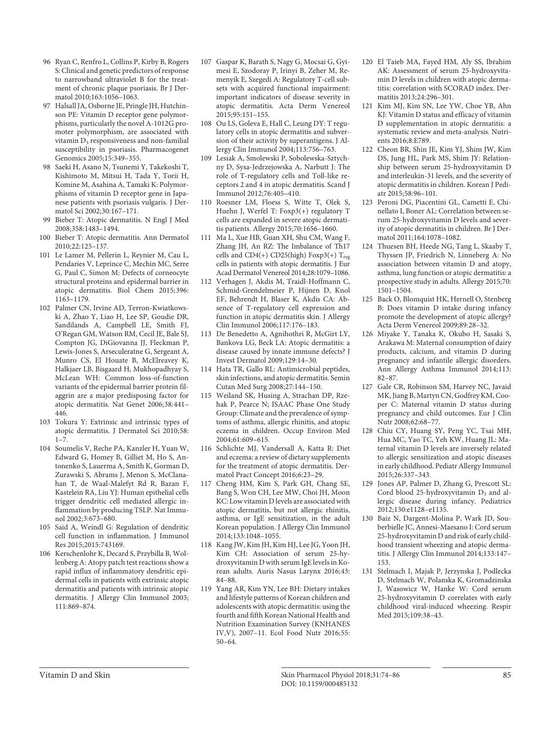96 Ryan C, Renfro L, Collins P, Kirby B, Rogers S: Clinical and genetic predictors of response to narrowband ultraviolet B for the treatment of chronic plaque psoriasis. Br J Dermatol 2010;163:1056–1063.

97 Halsall JA, Osborne JE, Pringle JH, Hutchinson PE: Vitamin D receptor gene polymorphisms, particularly the novel A-1012G promoter polymorphism, are associated with vitamin $D_3$ responsiveness and non-familial susceptibility in psoriasis. Pharmacogenet Genomics 2005;15:349–355.

98 Saeki H, Asano N, Tsunemi Y, Takekoshi T, Kishimoto M, Mitsui H, Tada Y, Torii H, Komine M, Asahina A, Tamaki K: Polymorphisms of vitamin D receptor gene in Japanese patients with psoriasis vulgaris. J Dermatol Sci 2002;30:167–171.

99 Bieber T: Atopic dermatitis. N Engl J Med 2008;358:1483–1494.

100 Bieber T: Atopic dermatitis. Ann Dermatol 2010;22:125–137.

101 Le Lamer M, Pellerin L, Reynier M, Cau L, Pendaries V, Leprince C, Mechin MC, Serre G, Paul C, Simon M: Defects of corneocyte structural proteins and epidermal barrier in atopic dermatitis. Biol Chem 2015;396: 1163–1179.

102 Palmer CN, Irvine AD, Terron-Kwiatkowski A, Zhao Y, Liao H, Lee SP, Goudie DR, Sandilands A, Campbell LE, Smith FJ, O'Regan GM, Watson RM, Cecil JE, Bale SJ, Compton JG, DiGiovanna JJ, Fleckman P, Lewis-Jones S, Arseculeratne G, Sergeant A, Munro CS, El Houate B, McElreavey K, Halkjaer LB, Bisgaard H, Mukhopadhyay S, McLean WH: Common loss-of-function variants of the epidermal barrier protein filaggrin are a major predisposing factor for atopic dermatitis. Nat Genet 2006;38:441–446.

103 Tokura Y: Extrinsic and intrinsic types of atopic dermatitis. J Dermatol Sci 2010;58: 1–7.

104 Soumelis V, Reche PA, Kanzler H, Yuan W, Edward G, Homey B, Gilliet M, Ho S, Antonenko S, Lauerma A, Smith K, Gorman D, Zurawski S, Abrams J, Menon S, McClanahan T, de Waal-Malefyt Rd R, Bazan F, Kastelein RA, Liu YJ: Human epithelial cells trigger dendritic cell mediated allergic inflammation by producing TSLP. Nat Immunol 2002;3:673–680.

105 Said A, Weindl G: Regulation of dendritic cell function in inflammation. J Immunol Res 2015;2015:743169.

106 Kerschenlohr K, Decard S, Przybilla B, Wollenberg A: Atopy patch test reactions show a rapid influx of inflammatory dendritic epidermal cells in patients with extrinsic atopic dermatitis and patients with intrinsic atopic dermatitis. J Allergy Clin Immunol 2003; 111:869–874.

107 Gaspar K, Barath S, Nagy G, Mocsai G, Gyimesi E, Szodoray P, Irinyi B, Zeher M, Remenyik E, Szegedi A: Regulatory T-cell subsets with acquired functional impairment: important indicators of disease severity in atopic dermatitis. Acta Derm Venereol 2015;95:151–155.

108 Ou LS, Goleva E, Hall C, Leung DY: T regulatory cells in atopic dermatitis and subversion of their activity by superantigens. J Allergy Clin Immunol 2004;113:756–763.

109 Lesiak A, Smolewski P, Sobolewska-Sztychny D, Sysa-Jedrzejowska A, Narbutt J: The role of T-regulatory cells and Toll-like receptors 2 and 4 in atopic dermatitis. Scand J Immunol 2012;76:405–410.

110 Roesner LM, Floess S, Witte T, Olek S, Huehn J, Werfel T: Foxp3(+) regulatory T cells are expanded in severe atopic dermatitis patients. Allergy 2015;70:1656–1660.

111 Ma L, Xue HB, Guan XH, Shu CM, Wang F, Zhang JH, An RZ: The Imbalance of Th17 cells and CD4(+) CD25(high) Foxp3(+) $T_{reg}$ cells in patients with atopic dermatitis. J Eur Acad Dermatol Venereol 2014;28:1079–1086.

112 Verhagen J, Akdis M, Traidl-Hoffmann C, Schmid-Grendelmeier P, Hijnen D, Knol EF, Behrendt H, Blaser K, Akdis CA: Absence of T-regulatory cell expression and function in atopic dermatitis skin. J Allergy Clin Immunol 2006;117:176–183.

113 De Benedetto A, Agnihothri R, McGirt LY, Bankova LG, Beck LA: Atopic dermatitis: a disease caused by innate immune defects? J Invest Dermatol 2009;129:14–30.

114 Hata TR, Gallo RL: Antimicrobial peptides, skin infections, and atopic dermatitis. Semin Cutan Med Surg 2008;27:144–150.

115 Weiland SK, Husing A, Strachan DP, Rzehak P, Pearce N; ISAAC Phase One Study Group: Climate and the prevalence of symptoms of asthma, allergic rhinitis, and atopic eczema in children. Occup Environ Med 2004;61:609–615.

116 Schlichte MJ, Vandersall A, Katta R: Diet and eczema: a review of dietary supplements for the treatment of atopic dermatitis. Dermatol Pract Concept 2016;6:23–29.

117 Cheng HM, Kim S, Park GH, Chang SE, Bang S, Won CH, Lee MW, Choi JH, Moon KC: Low vitamin D levels are associated with atopic dermatitis, but not allergic rhinitis, asthma, or IgE sensitization, in the adult Korean population. J Allergy Clin Immunol 2014;133:1048–1055.

118 Kang JW, Kim JH, Kim HJ, Lee JG, Yoon JH, Kim CH: Association of serum 25-hydroxyvitamin D with serum IgE levels in Korean adults. Auris Nasus Larynx 2016;43: 84–88.

119 Yang AR, Kim YN, Lee BH: Dietary intakes and lifestyle patterns of Korean children and adolescents with atopic dermatitis: using the fourth and fifth Korean National Health and Nutrition Examination Survey (KNHANES IV,V), 2007–11. Ecol Food Nutr 2016;55: 50–64.

120 El Taieb MA, Fayed HM, Aly SS, Ibrahim AK: Assessment of serum 25-hydroxyvitamin D levels in children with atopic dermatitis: correlation with SCORAD index. Dermatitis 2013;24:296–301.

121 Kim MJ, Kim SN, Lee YW, Choe YB, Ahn KJ: Vitamin D status and efficacy of vitamin D supplementation in atopic dermatitis: a systematic review and meta-analysis. Nutrients 2016;8:E789.

122 Cheon BR, Shin JE, Kim YJ, Shim JW, Kim DS, Jung HL, Park MS, Shim JY: Relationship between serum 25-hydroxyvitamin D and interleukin-31 levels, and the severity of atopic dermatitis in children. Korean J Pediatr 2015;58:96–101.

123 Peroni DG, Piacentini GL, Cametti E, Chinellato I, Boner AL: Correlation between serum 25-hydroxyvitamin D levels and severity of atopic dermatitis in children. Br J Dermatol 2011;164:1078–1082.

124 Thuesen BH, Heede NG, Tang L, Skaaby T, Thyssen JP, Friedrich N, Linneberg A: No association between vitamin D and atopy, asthma, lung function or atopic dermatitis: a prospective study in adults. Allergy 2015;70: 1501–1504.

125 Back O, Blomquist HK, Hernell O, Stenberg B: Does vitamin D intake during infancy promote the development of atopic allergy? Acta Derm Venereol 2009;89:28–32.

126 Miyake Y, Tanaka K, Okubo H, Sasaki S, Arakawa M: Maternal consumption of dairy products, calcium, and vitamin D during pregnancy and infantile allergic disorders. Ann Allergy Asthma Immunol 2014;113: 82–87.

127 Gale CR, Robinson SM, Harvey NC, Javaid MK, Jiang B, Martyn CN, Godfrey KM, Cooper C: Maternal vitamin D status during pregnancy and child outcomes. Eur J Clin Nutr 2008;62:68–77.

128 Chiu CY, Huang SY, Peng YC, Tsai MH, Hua MC, Yao TC, Yeh KW, Huang JL: Maternal vitamin D levels are inversely related to allergic sensitization and atopic diseases in early childhood. Pediatr Allergy Immunol 2015;26:337–343.

129 Jones AP, Palmer D, Zhang G, Prescott SL: Cord blood 25-hydroxyvitamin $D_3$ and allergic disease during infancy. Pediatrics 2012;130:e1128–e1135.

130 Baiz N, Dargent-Molina P, Wark JD, Souberbielle JC, Annesi-Maesano I: Cord serum 25-hydroxyvitamin D and risk of early childhood transient wheezing and atopic dermatitis. J Allergy Clin Immunol 2014;133:147–153.

131 Stelmach I, Majak P, Jerzynska J, Podlecka D, Stelmach W, Polanska K, Gromadzinska J, Wasowicz W, Hanke W: Cord serum 25-hydroxyvitamin D correlates with early childhood viral-induced wheezing. Respir Med 2015;109:38–43.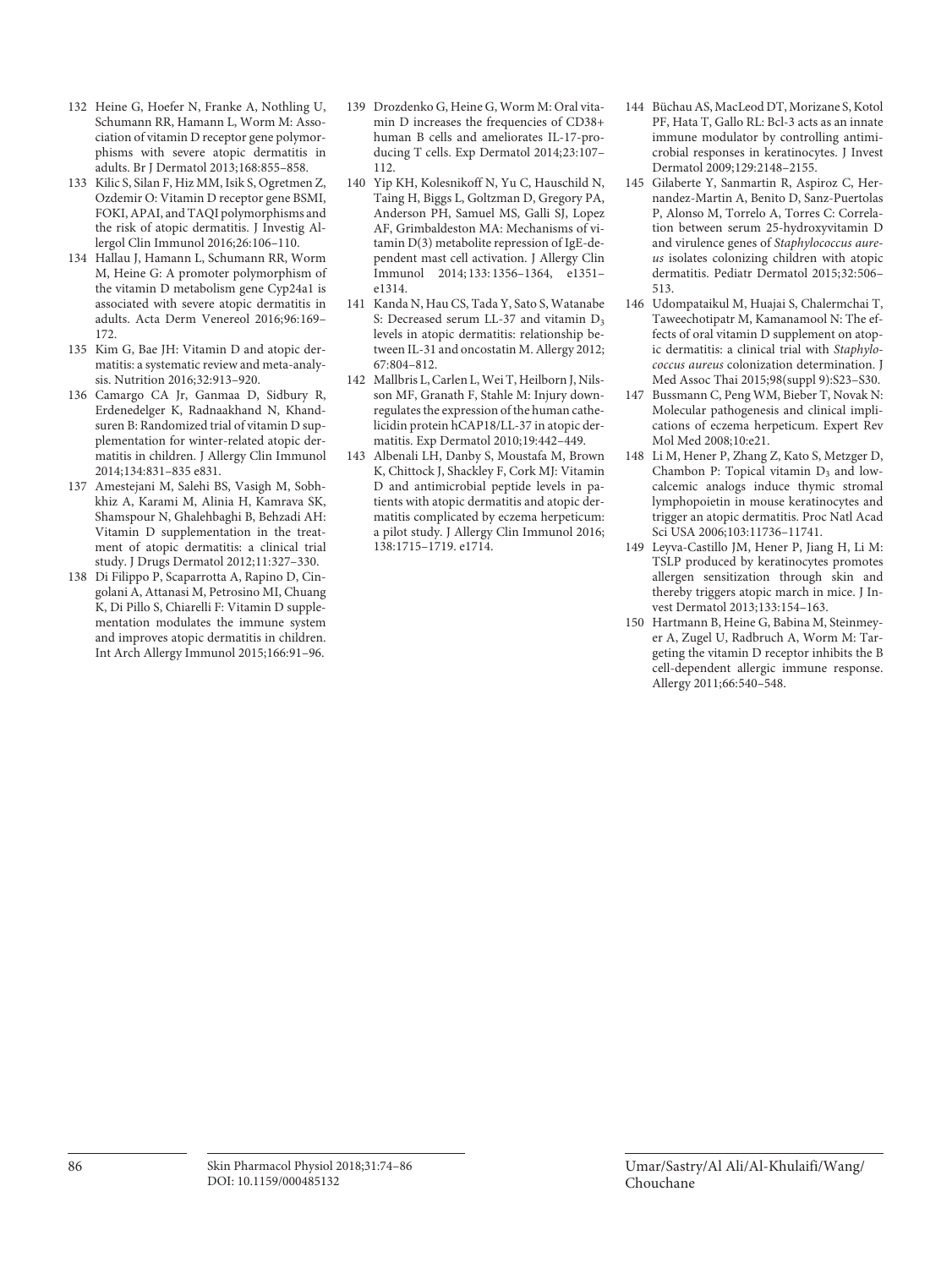132 Heine G, Hoefer N, Franke A, Nothling U, Schumann RR, Hamann L, Worm M: Association of vitamin D receptor gene polymorphisms with severe atopic dermatitis in adults. Br J Dermatol 2013;168:855–858.

133 Kilic S, Silan F, Hiz MM, Isik S, Ogretmen Z, Ozdemir O: Vitamin D receptor gene BSMI, FOKI, APAI, and TAQI polymorphisms and the risk of atopic dermatitis. J Investig Allergol Clin Immunol 2016;26:106–110.

134 Hallau J, Hamann L, Schumann RR, Worm M, Heine G: A promoter polymorphism of the vitamin D metabolism gene Cyp24a1 is associated with severe atopic dermatitis in adults. Acta Derm Venereol 2016;96:169–172.

135 Kim G, Bae JH: Vitamin D and atopic dermatitis: a systematic review and meta-analysis. Nutrition 2016;32:913–920.

136 Camargo CA Jr, Ganmaa D, Sidbury R, Erdenedelger K, Radnaakhand N, Khandsuren B: Randomized trial of vitamin D supplementation for winter-related atopic dermatitis in children. J Allergy Clin Immunol 2014;134:831–835 e831.

137 Amestejani M, Salehi BS, Vasigh M, Sobhkhiz A, Karami M, Alinia H, Kamrava SK, Shamspour N, Ghalehbaghi B, Behzadi AH: Vitamin D supplementation in the treatment of atopic dermatitis: a clinical trial study. J Drugs Dermatol 2012;11:327–330.

138 Di Filippo P, Scaparrotta A, Rapino D, Cingolani A, Attanasi M, Petrosino MI, Chuang K, Di Pillo S, Chiarelli F: Vitamin D supplementation modulates the immune system and improves atopic dermatitis in children. Int Arch Allergy Immunol 2015;166:91–96.

139 Drozdenko G, Heine G, Worm M: Oral vitamin D increases the frequencies of CD38+ human B cells and ameliorates IL-17-producing T cells. Exp Dermatol 2014;23:107–112.

140 Yip KH, Kolesnikoff N, Yu C, Hauschild N, Taing H, Biggs L, Goltzman D, Gregory PA, Anderson PH, Samuel MS, Galli SJ, Lopez AF, Grimbaldeston MA: Mechanisms of vitamin D(3) metabolite repression of IgE-dependent mast cell activation. J Allergy Clin Immunol 2014;133:1356–1364, e1351–e1314.

141 Kanda N, Hau CS, Tada Y, Sato S, Watanabe S: Decreased serum LL-37 and vitamin $D_3$ levels in atopic dermatitis: relationship between IL-31 and oncostatin M. Allergy 2012; 67:804–812.

142 Mallbris L, Carlen L, Wei T, Heilborn J, Nilsson MF, Granath F, Stahle M: Injury downregulates the expression of the human cathelicidin protein hCAP18/LL-37 in atopic dermatitis. Exp Dermatol 2010;19:442–449.

143 Albenali LH, Danby S, Moustafa M, Brown K, Chittock J, Shackley F, Cork MJ: Vitamin D and antimicrobial peptide levels in patients with atopic dermatitis and atopic dermatitis complicated by eczema herpeticum: a pilot study. J Allergy Clin Immunol 2016; 138:1715–1719. e1714.

144 Büchau AS, MacLeod DT, Morizane S, Kotol PF, Hata T, Gallo RL: Bcl-3 acts as an innate immune modulator by controlling antimicrobial responses in keratinocytes. J Invest Dermatol 2009;129:2148–2155.

145 Gilaberte Y, Sanmartin R, Aspiroz C, Hernandez-Martin A, Benito D, Sanz-Puertolas P, Alonso M, Torrelo A, Torres C: Correlation between serum 25-hydroxyvitamin D and virulence genes of *Staphylococcus aureus* isolates colonizing children with atopic dermatitis. Pediatr Dermatol 2015;32:506–513.

146 Udompataikul M, Huajai S, Chalermchai T, Taweechotipatr M, Kamanamool N: The effects of oral vitamin D supplement on atopic dermatitis: a clinical trial with *Staphylococcus aureus* colonization determination. J Med Assoc Thai 2015;98(suppl 9):S23–S30.

147 Bussmann C, Peng WM, Bieber T, Novak N: Molecular pathogenesis and clinical implications of eczema herpeticum. Expert Rev Mol Med 2008;10:e21.

148 Li M, Hener P, Zhang Z, Kato S, Metzger D, Chambon P: Topical vitamin $D_3$ and low-calcemic analogs induce thymic stromal lymphopoietin in mouse keratinocytes and trigger an atopic dermatitis. Proc Natl Acad Sci USA 2006;103:11736–11741.

149 Leyva-Castillo JM, Hener P, Jiang H, Li M: TSLP produced by keratinocytes promotes allergen sensitization through skin and thereby triggers atopic march in mice. J Invest Dermatol 2013;133:154–163.

150 Hartmann B, Heine G, Babina M, Steinmeyer A, Zugel U, Radbruch A, Worm M: Targeting the vitamin D receptor inhibits the B cell-dependent allergic immune response. Allergy 2011;66:540–548.